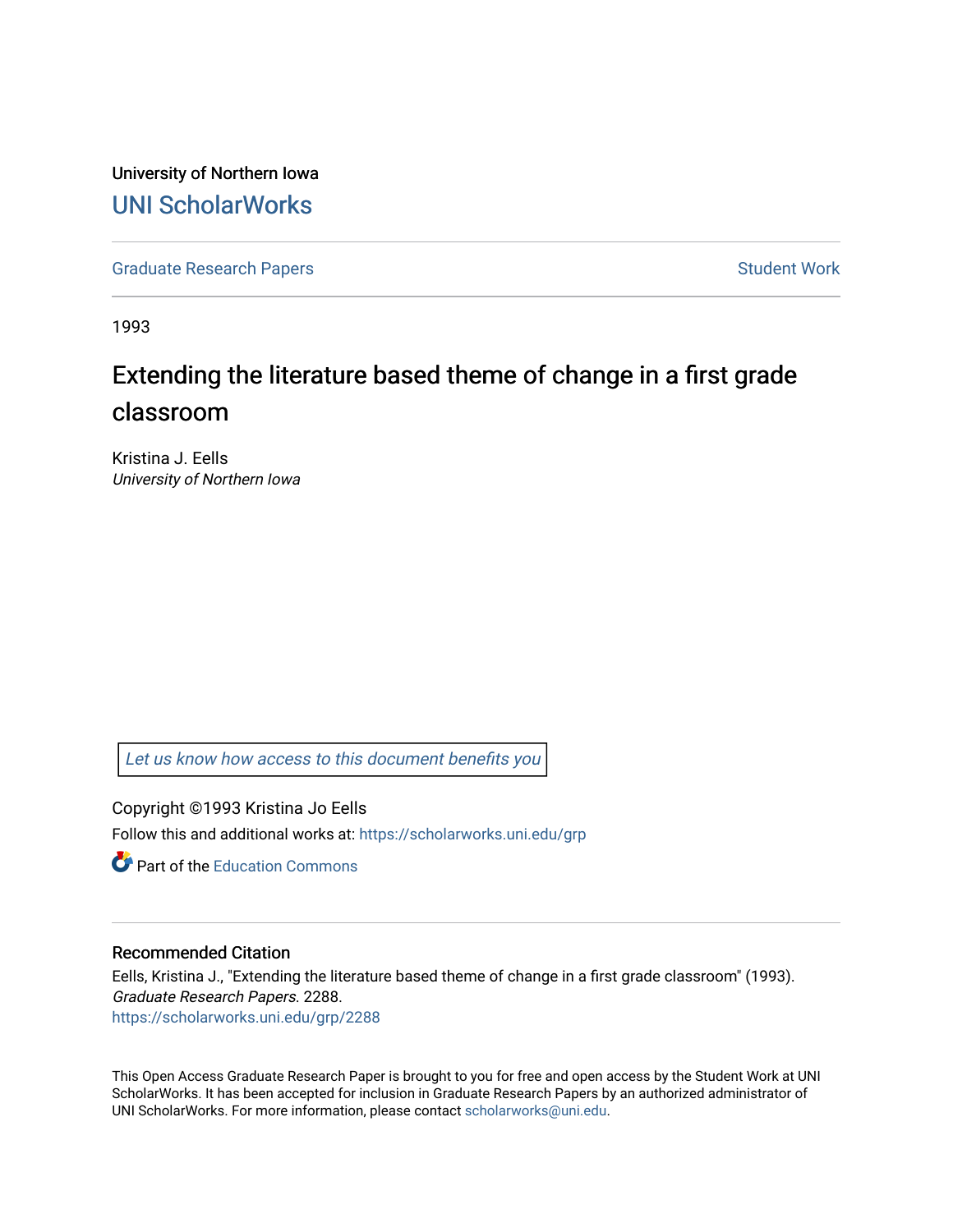University of Northern Iowa

# UNI ScholarWorks

Graduate Research Papers | Student Work

1993

# Extending the literature based theme of change in a first grade classroom

Kristina J. Eells
*University of Northern Iowa*

*Let us know how access to this document benefits you*

Copyright ©1993 Kristina Jo Eells

Follow this and additional works at: https://scholarworks.uni.edu/grp

Part of the Education Commons

## Recommended Citation

Eells, Kristina J., "Extending the literature based theme of change in a first grade classroom" (1993). *Graduate Research Papers*. 2288.
https://scholarworks.uni.edu/grp/2288

This Open Access Graduate Research Paper is brought to you for free and open access by the Student Work at UNI ScholarWorks. It has been accepted for inclusion in Graduate Research Papers by an authorized administrator of UNI ScholarWorks. For more information, please contact scholarworks@uni.edu.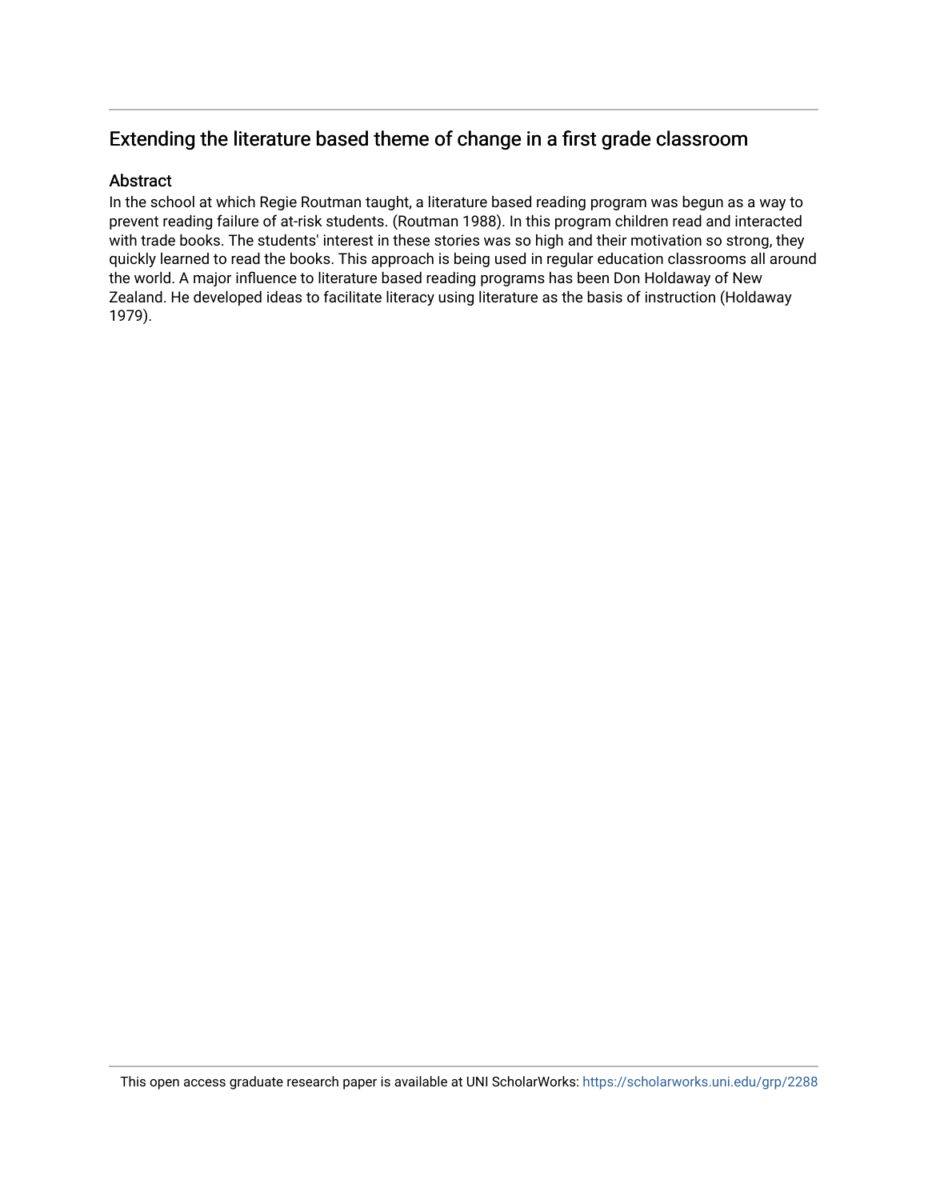## Extending the literature based theme of change in a first grade classroom

### Abstract

In the school at which Regie Routman taught, a literature based reading program was begun as a way to prevent reading failure of at-risk students. (Routman 1988). In this program children read and interacted with trade books. The students' interest in these stories was so high and their motivation so strong, they quickly learned to read the books. This approach is being used in regular education classrooms all around the world. A major influence to literature based reading programs has been Don Holdaway of New Zealand. He developed ideas to facilitate literacy using literature as the basis of instruction (Holdaway 1979).

This open access graduate research paper is available at UNI ScholarWorks: https://scholarworks.uni.edu/grp/2288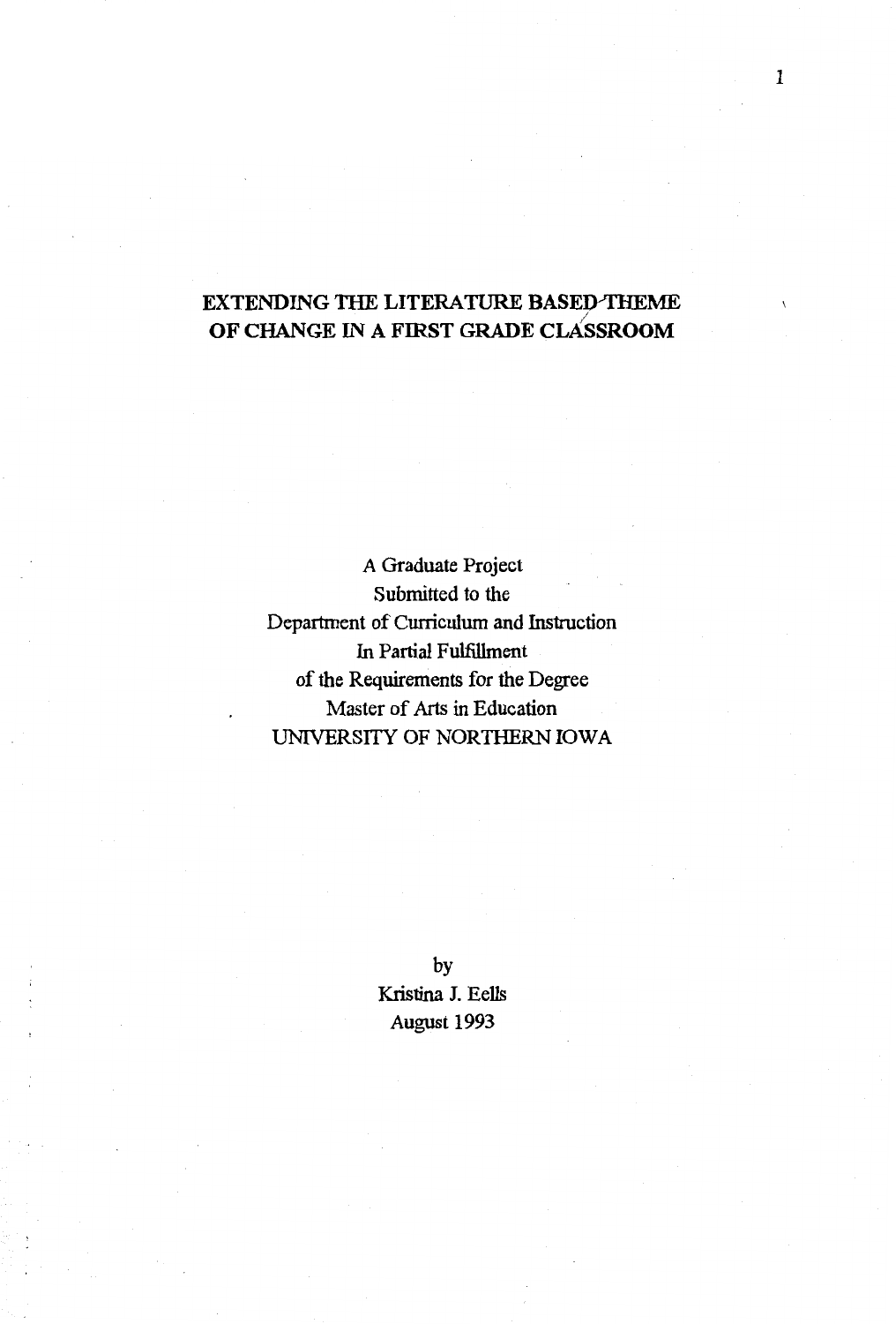# EXTENDING THE LITERATURE BASED THEME OF CHANGE IN A FIRST GRADE CLASSROOM

A Graduate Project
Submitted to the
Department of Curriculum and Instruction
In Partial Fulfillment
of the Requirements for the Degree
Master of Arts in Education
UNIVERSITY OF NORTHERN IOWA

by
Kristina J. Eells
August 1993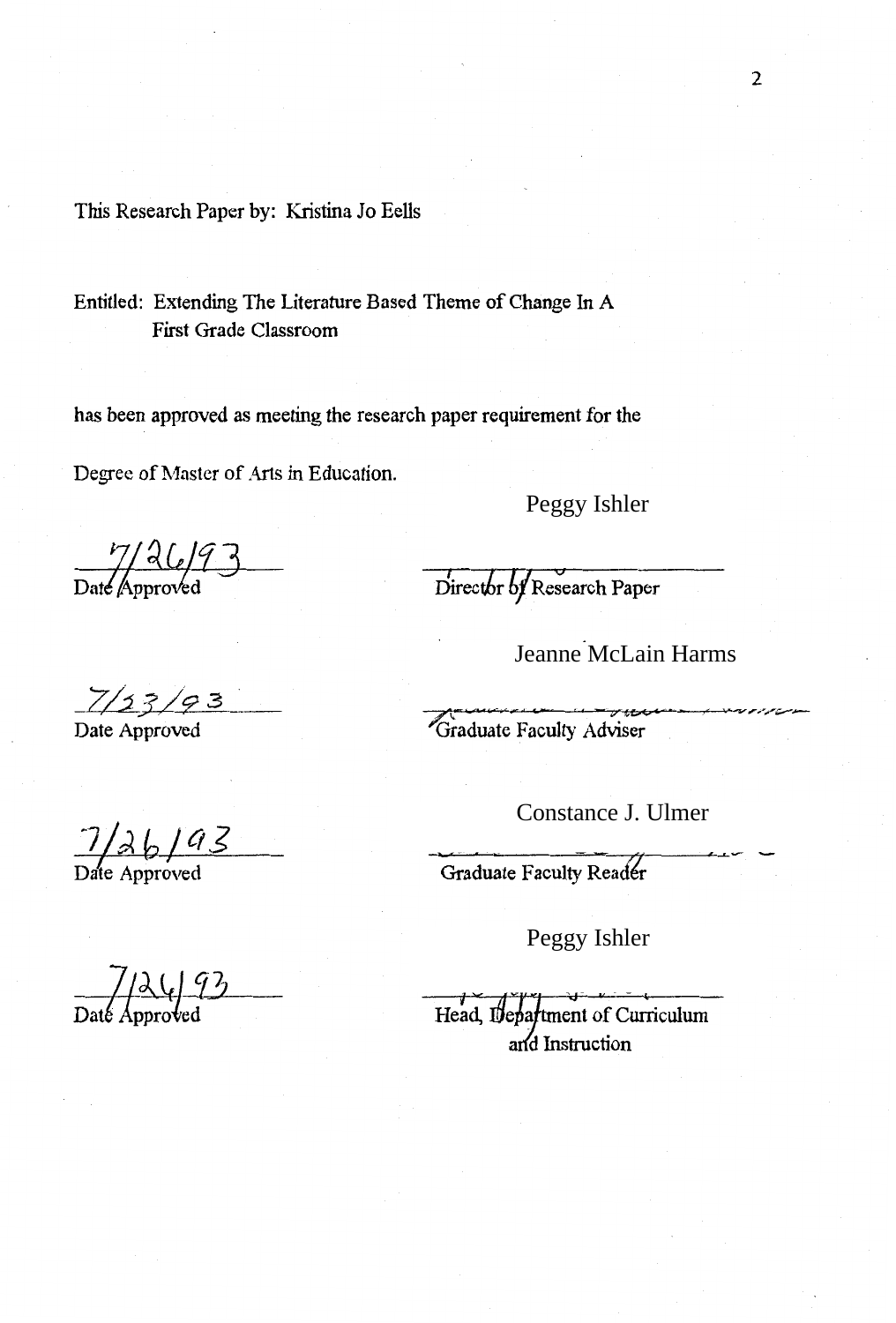This Research Paper by: Kristina Jo Eells

Entitled: Extending The Literature Based Theme of Change In A First Grade Classroom

has been approved as meeting the research paper requirement for the

Degree of Master of Arts in Education.

7/26/93
Date Approved

Peggy Ishler
Director of Research Paper

7/23/93
Date Approved

Jeanne McLain Harms
Graduate Faculty Adviser

7/26/93
Date Approved

Constance J. Ulmer
Graduate Faculty Reader

7/26/93
Date Approved

Peggy Ishler
Head, Department of Curriculum and Instruction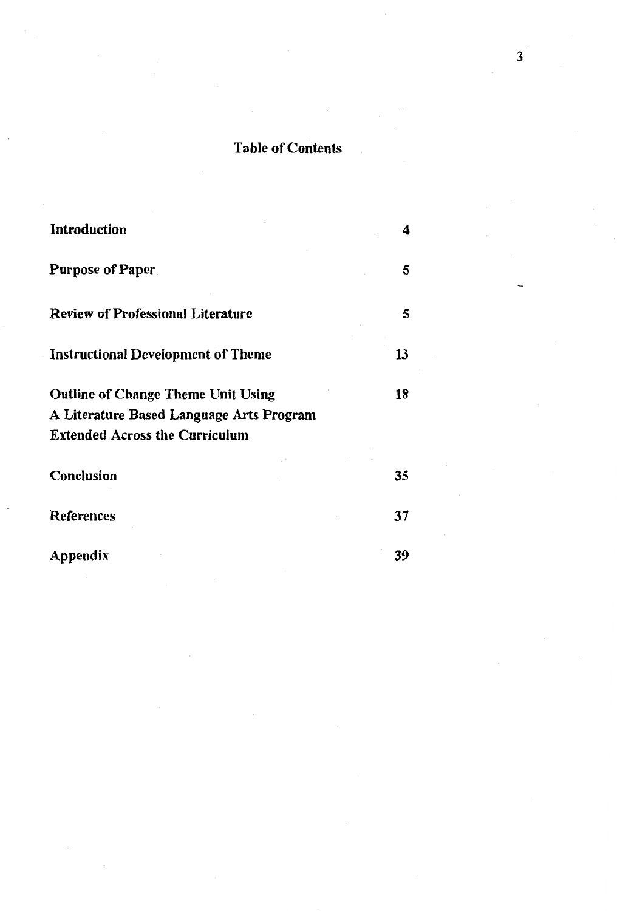# Table of Contents

| | |
|---|---|
| **Introduction** | **4** |
| **Purpose of Paper** | **5** |
| **Review of Professional Literature** | **5** |
| **Instructional Development of Theme** | **13** |
| **Outline of Change Theme Unit Using A Literature Based Language Arts Program Extended Across the Curriculum** | **18** |
| **Conclusion** | **35** |
| **References** | **37** |
| **Appendix** | **39** |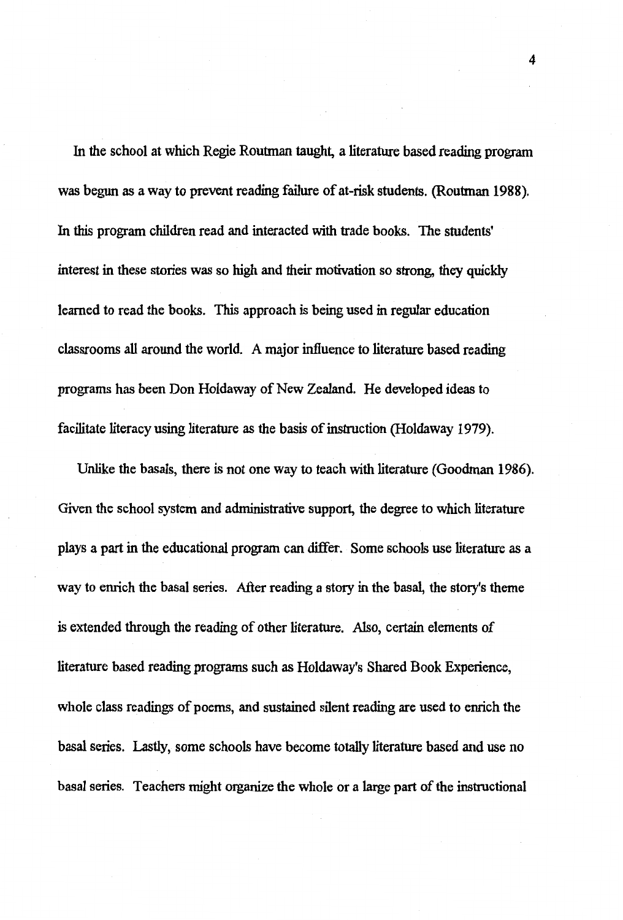In the school at which Regie Routman taught, a literature based reading program was begun as a way to prevent reading failure of at-risk students. (Routman 1988). In this program children read and interacted with trade books. The students' interest in these stories was so high and their motivation so strong, they quickly learned to read the books. This approach is being used in regular education classrooms all around the world. A major influence to literature based reading programs has been Don Holdaway of New Zealand. He developed ideas to facilitate literacy using literature as the basis of instruction (Holdaway 1979).

Unlike the basals, there is not one way to teach with literature (Goodman 1986). Given the school system and administrative support, the degree to which literature plays a part in the educational program can differ. Some schools use literature as a way to enrich the basal series. After reading a story in the basal, the story's theme is extended through the reading of other literature. Also, certain elements of literature based reading programs such as Holdaway's Shared Book Experience, whole class readings of poems, and sustained silent reading are used to enrich the basal series. Lastly, some schools have become totally literature based and use no basal series. Teachers might organize the whole or a large part of the instructional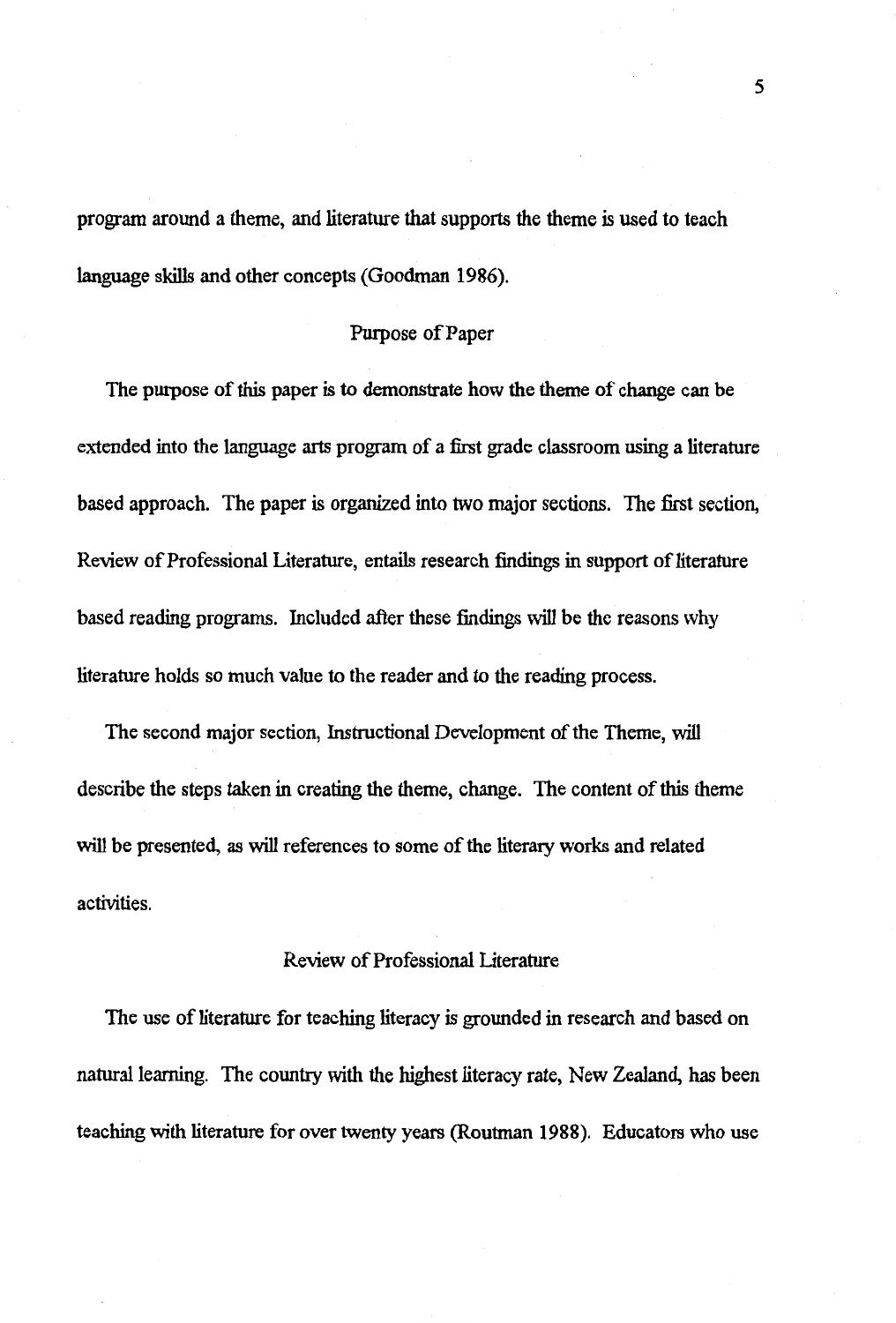program around a theme, and literature that supports the theme is used to teach language skills and other concepts (Goodman 1986).

## Purpose of Paper

The purpose of this paper is to demonstrate how the theme of change can be extended into the language arts program of a first grade classroom using a literature based approach. The paper is organized into two major sections. The first section, Review of Professional Literature, entails research findings in support of literature based reading programs. Included after these findings will be the reasons why literature holds so much value to the reader and to the reading process.

The second major section, Instructional Development of the Theme, will describe the steps taken in creating the theme, change. The content of this theme will be presented, as will references to some of the literary works and related activities.

## Review of Professional Literature

The use of literature for teaching literacy is grounded in research and based on natural learning. The country with the highest literacy rate, New Zealand, has been teaching with literature for over twenty years (Routman 1988). Educators who use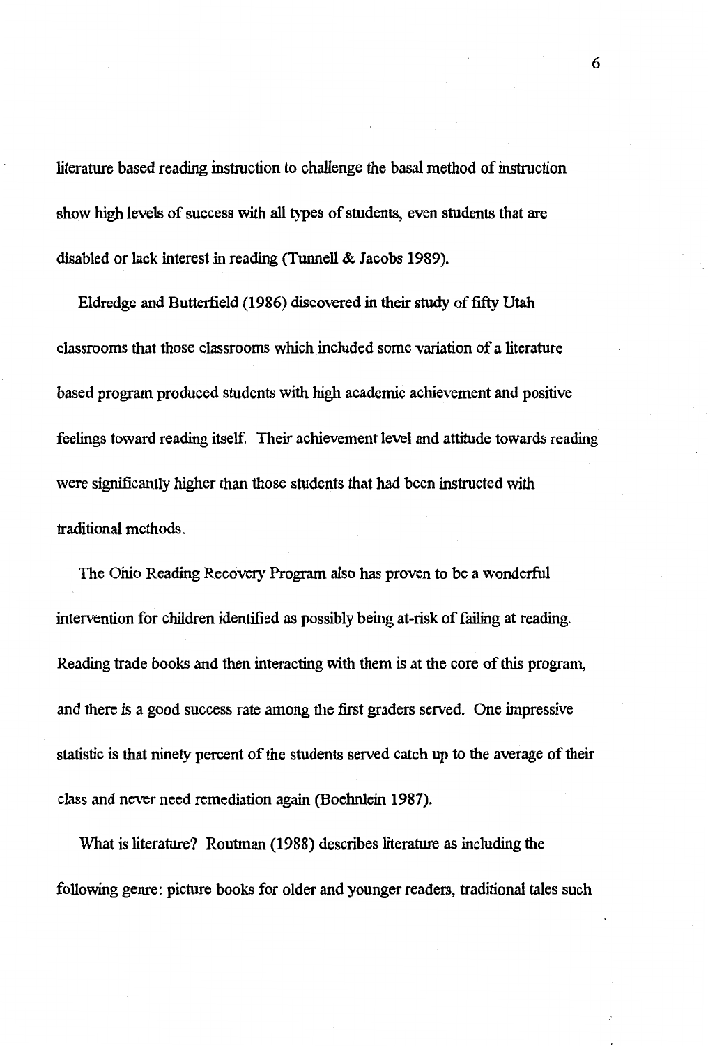literature based reading instruction to challenge the basal method of instruction show high levels of success with all types of students, even students that are disabled or lack interest in reading (Tunnell & Jacobs 1989).

Eldredge and Butterfield (1986) discovered in their study of fifty Utah classrooms that those classrooms which included some variation of a literature based program produced students with high academic achievement and positive feelings toward reading itself. Their achievement level and attitude towards reading were significantly higher than those students that had been instructed with traditional methods.

The Ohio Reading Recovery Program also has proven to be a wonderful intervention for children identified as possibly being at-risk of failing at reading. Reading trade books and then interacting with them is at the core of this program, and there is a good success rate among the first graders served. One impressive statistic is that ninety percent of the students served catch up to the average of their class and never need remediation again (Boehnlein 1987).

What is literature? Routman (1988) describes literature as including the following genre: picture books for older and younger readers, traditional tales such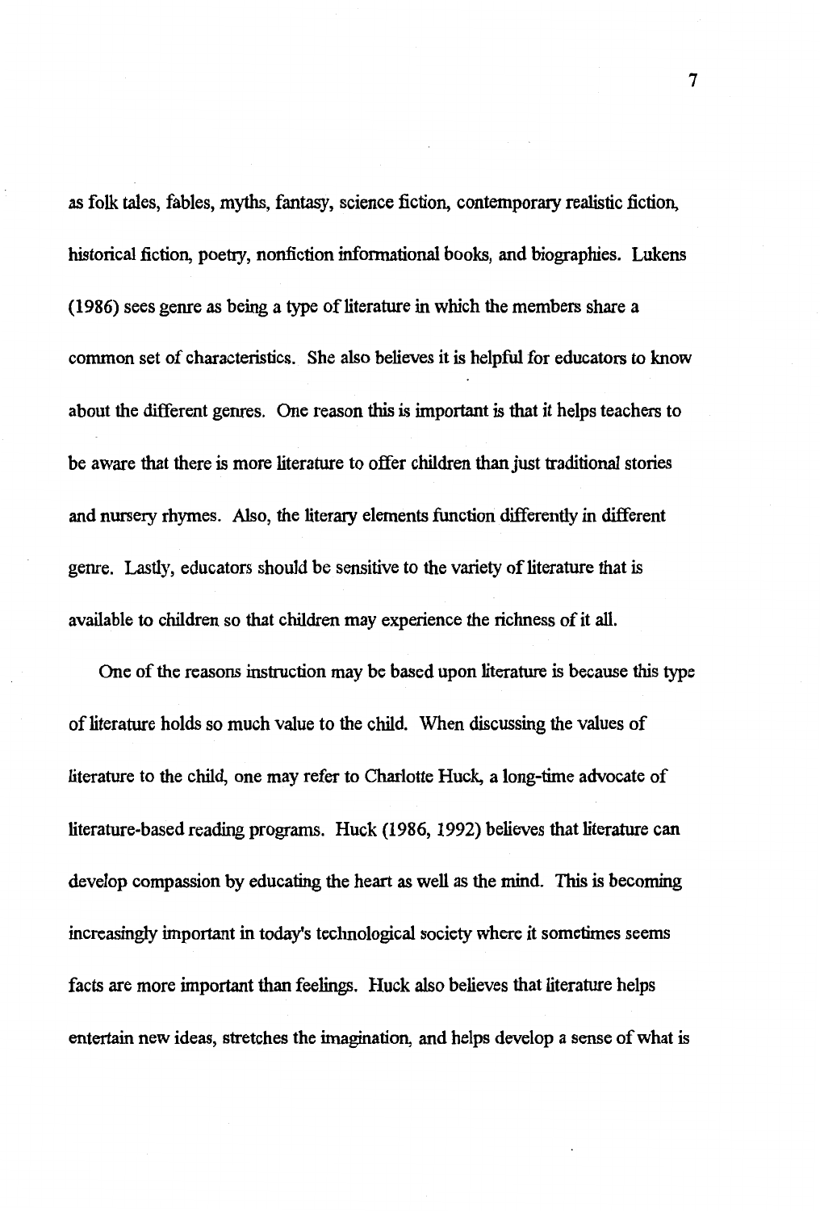as folk tales, fables, myths, fantasy, science fiction, contemporary realistic fiction, historical fiction, poetry, nonfiction informational books, and biographies. Lukens (1986) sees genre as being a type of literature in which the members share a common set of characteristics. She also believes it is helpful for educators to know about the different genres. One reason this is important is that it helps teachers to be aware that there is more literature to offer children than just traditional stories and nursery rhymes. Also, the literary elements function differently in different genre. Lastly, educators should be sensitive to the variety of literature that is available to children so that children may experience the richness of it all.

One of the reasons instruction may be based upon literature is because this type of literature holds so much value to the child. When discussing the values of literature to the child, one may refer to Charlotte Huck, a long-time advocate of literature-based reading programs. Huck (1986, 1992) believes that literature can develop compassion by educating the heart as well as the mind. This is becoming increasingly important in today's technological society where it sometimes seems facts are more important than feelings. Huck also believes that literature helps entertain new ideas, stretches the imagination, and helps develop a sense of what is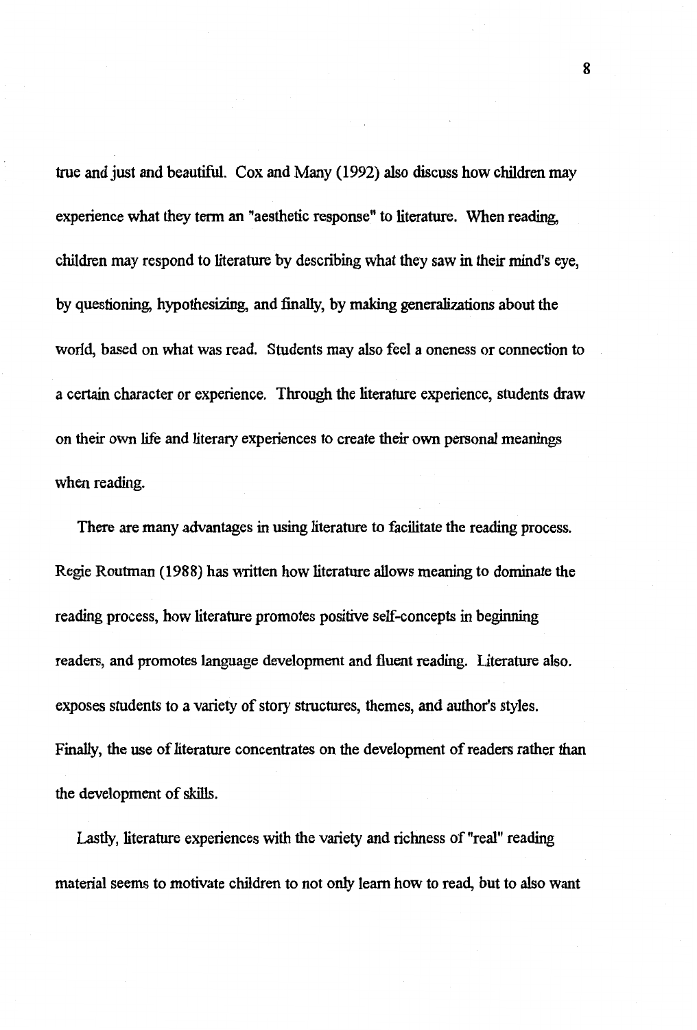true and just and beautiful. Cox and Many (1992) also discuss how children may experience what they term an "aesthetic response" to literature. When reading, children may respond to literature by describing what they saw in their mind's eye, by questioning, hypothesizing, and finally, by making generalizations about the world, based on what was read. Students may also feel a oneness or connection to a certain character or experience. Through the literature experience, students draw on their own life and literary experiences to create their own personal meanings when reading.

There are many advantages in using literature to facilitate the reading process. Regie Routman (1988) has written how literature allows meaning to dominate the reading process, how literature promotes positive self-concepts in beginning readers, and promotes language development and fluent reading. Literature also. exposes students to a variety of story structures, themes, and author's styles. Finally, the use of literature concentrates on the development of readers rather than the development of skills.

Lastly, literature experiences with the variety and richness of "real" reading material seems to motivate children to not only learn how to read, but to also want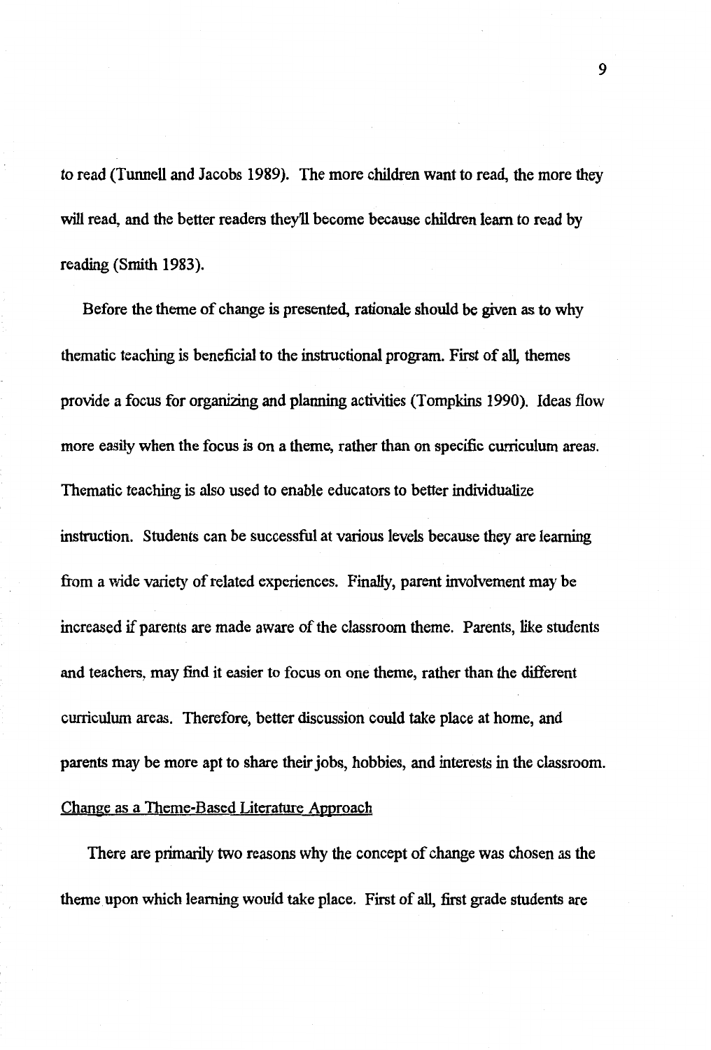to read (Tunnell and Jacobs 1989). The more children want to read, the more they will read, and the better readers they'll become because children learn to read by reading (Smith 1983).

Before the theme of change is presented, rationale should be given as to why thematic teaching is beneficial to the instructional program. First of all, themes provide a focus for organizing and planning activities (Tompkins 1990). Ideas flow more easily when the focus is on a theme, rather than on specific curriculum areas. Thematic teaching is also used to enable educators to better individualize instruction. Students can be successful at various levels because they are learning from a wide variety of related experiences. Finally, parent involvement may be increased if parents are made aware of the classroom theme. Parents, like students and teachers, may find it easier to focus on one theme, rather than the different curriculum areas. Therefore, better discussion could take place at home, and parents may be more apt to share their jobs, hobbies, and interests in the classroom.

## Change as a Theme-Based Literature Approach

There are primarily two reasons why the concept of change was chosen as the theme upon which learning would take place. First of all, first grade students are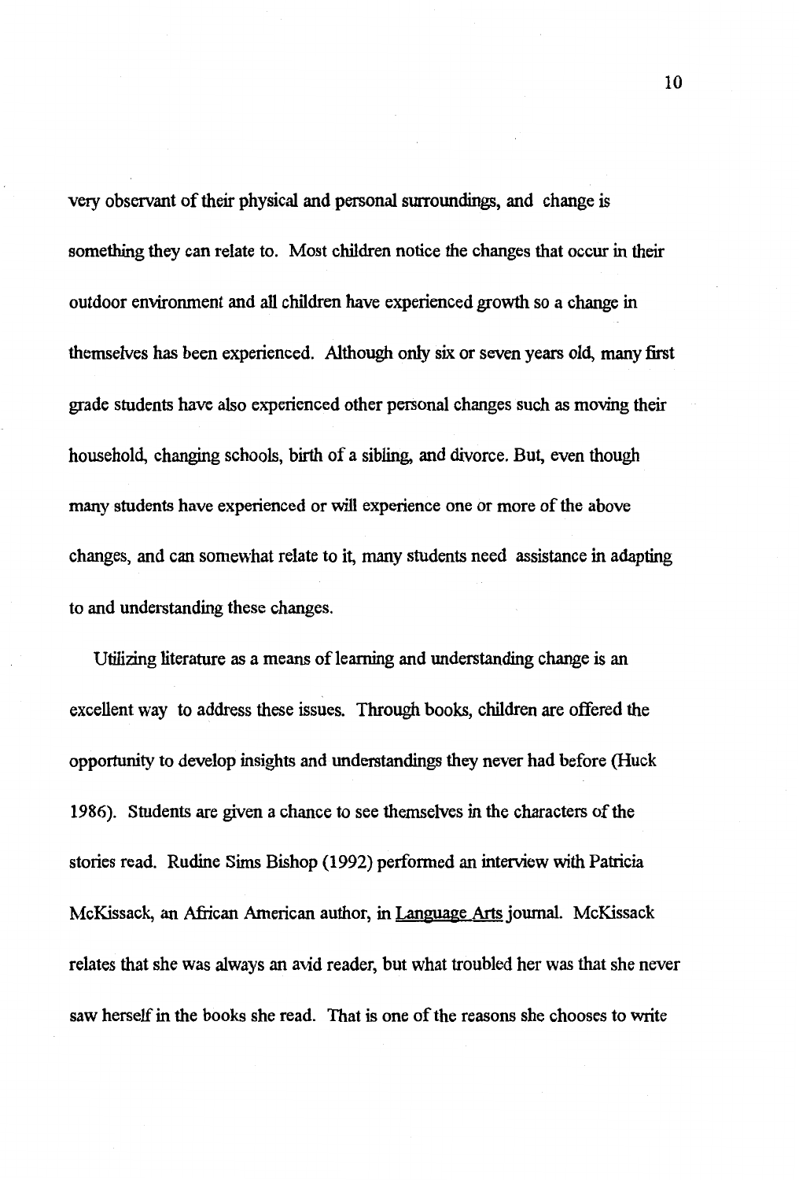very observant of their physical and personal surroundings, and change is something they can relate to. Most children notice the changes that occur in their outdoor environment and all children have experienced growth so a change in themselves has been experienced. Although only six or seven years old, many first grade students have also experienced other personal changes such as moving their household, changing schools, birth of a sibling, and divorce. But, even though many students have experienced or will experience one or more of the above changes, and can somewhat relate to it, many students need assistance in adapting to and understanding these changes.

Utilizing literature as a means of learning and understanding change is an excellent way to address these issues. Through books, children are offered the opportunity to develop insights and understandings they never had before (Huck 1986). Students are given a chance to see themselves in the characters of the stories read. Rudine Sims Bishop (1992) performed an interview with Patricia McKissack, an African American author, in <u>Language Arts</u> journal. McKissack relates that she was always an avid reader, but what troubled her was that she never saw herself in the books she read. That is one of the reasons she chooses to write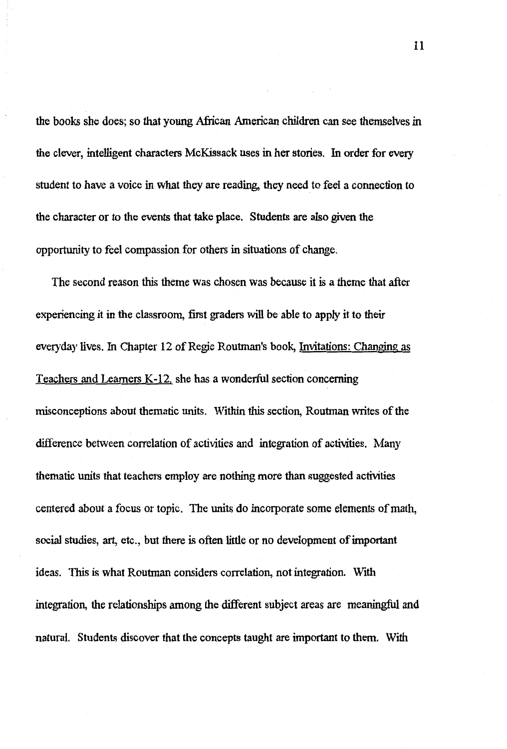the books she does; so that young African American children can see themselves in the clever, intelligent characters McKissack uses in her stories. In order for every student to have a voice in what they are reading, they need to feel a connection to the character or to the events that take place. Students are also given the opportunity to feel compassion for others in situations of change.

The second reason this theme was chosen was because it is a theme that after experiencing it in the classroom, first graders will be able to apply it to their everyday lives. In Chapter 12 of Regie Routman's book, Invitations: Changing as Teachers and Learners K-12, she has a wonderful section concerning misconceptions about thematic units. Within this section, Routman writes of the difference between correlation of activities and integration of activities. Many thematic units that teachers employ are nothing more than suggested activities centered about a focus or topic. The units do incorporate some elements of math, social studies, art, etc., but there is often little or no development of important ideas. This is what Routman considers correlation, not integration. With integration, the relationships among the different subject areas are meaningful and natural. Students discover that the concepts taught are important to them. With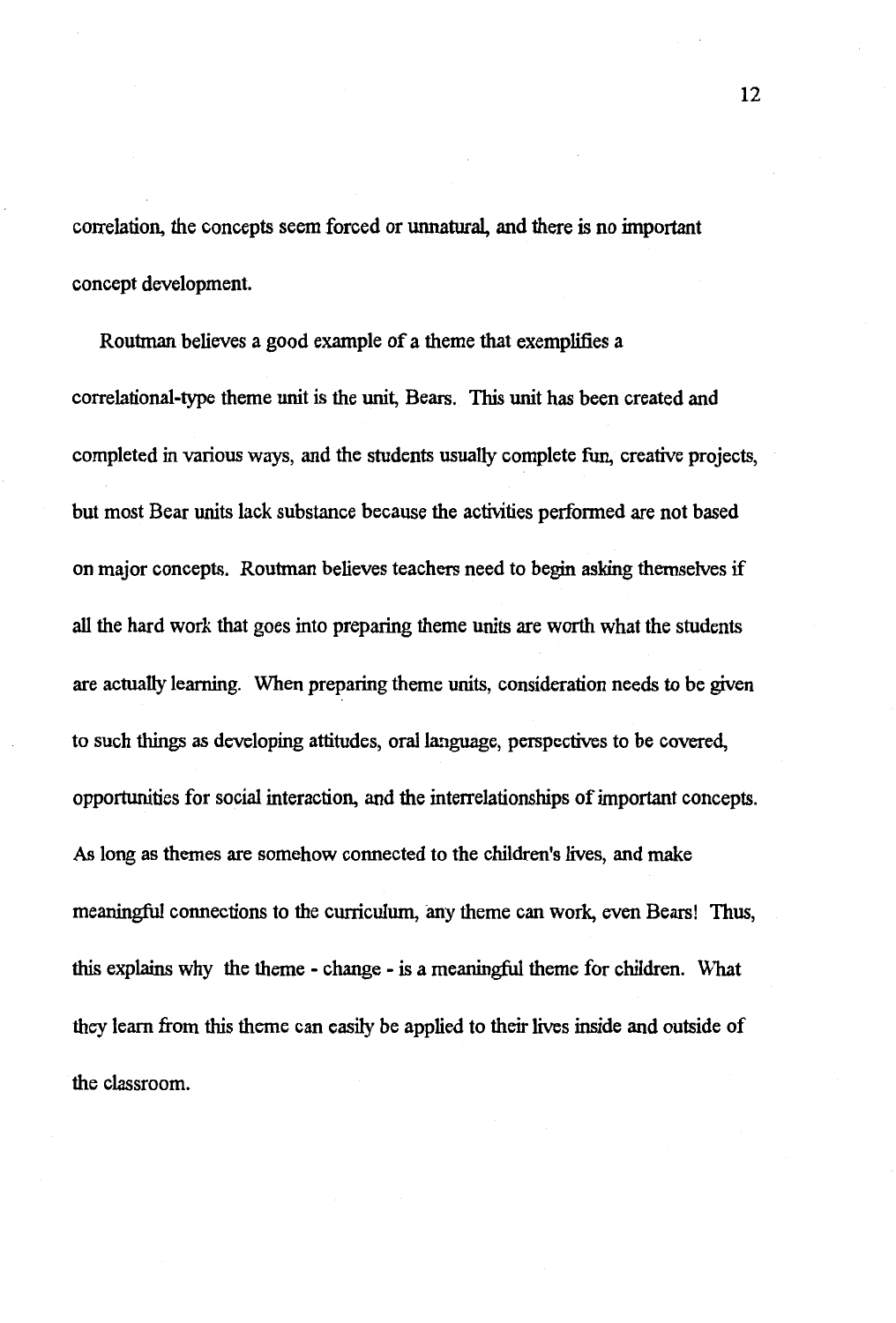correlation, the concepts seem forced or unnatural, and there is no important concept development.

Routman believes a good example of a theme that exemplifies a correlational-type theme unit is the unit, Bears. This unit has been created and completed in various ways, and the students usually complete fun, creative projects, but most Bear units lack substance because the activities performed are not based on major concepts. Routman believes teachers need to begin asking themselves if all the hard work that goes into preparing theme units are worth what the students are actually learning. When preparing theme units, consideration needs to be given to such things as developing attitudes, oral language, perspectives to be covered, opportunities for social interaction, and the interrelationships of important concepts. As long as themes are somehow connected to the children's lives, and make meaningful connections to the curriculum, any theme can work, even Bears! Thus, this explains why the theme - change - is a meaningful theme for children. What they learn from this theme can easily be applied to their lives inside and outside of the classroom.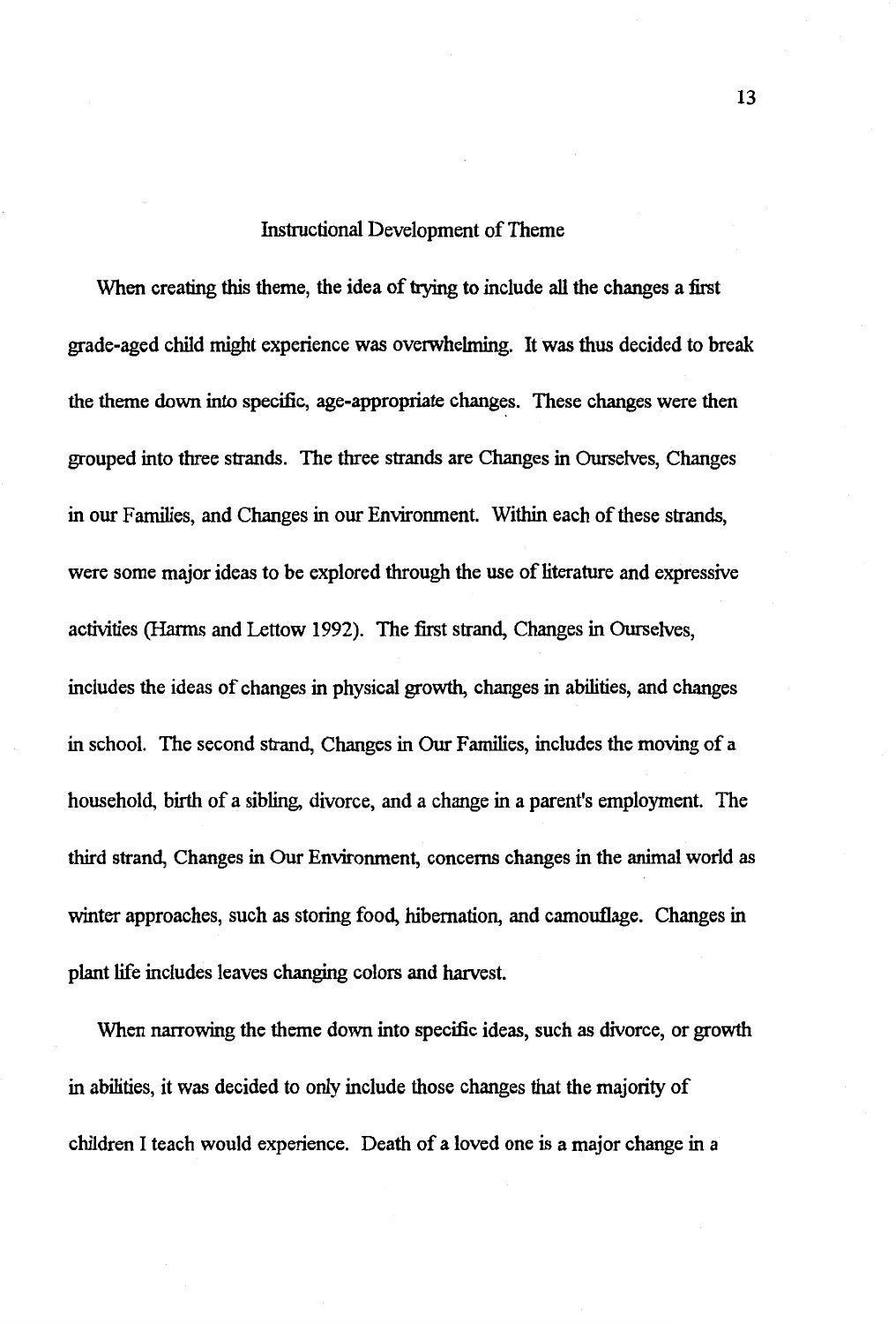## Instructional Development of Theme

When creating this theme, the idea of trying to include all the changes a first grade-aged child might experience was overwhelming. It was thus decided to break the theme down into specific, age-appropriate changes. These changes were then grouped into three strands. The three strands are Changes in Ourselves, Changes in our Families, and Changes in our Environment. Within each of these strands, were some major ideas to be explored through the use of literature and expressive activities (Harms and Lettow 1992). The first strand, Changes in Ourselves, includes the ideas of changes in physical growth, changes in abilities, and changes in school. The second strand, Changes in Our Families, includes the moving of a household, birth of a sibling, divorce, and a change in a parent's employment. The third strand, Changes in Our Environment, concerns changes in the animal world as winter approaches, such as storing food, hibernation, and camouflage. Changes in plant life includes leaves changing colors and harvest.

When narrowing the theme down into specific ideas, such as divorce, or growth in abilities, it was decided to only include those changes that the majority of children I teach would experience. Death of a loved one is a major change in a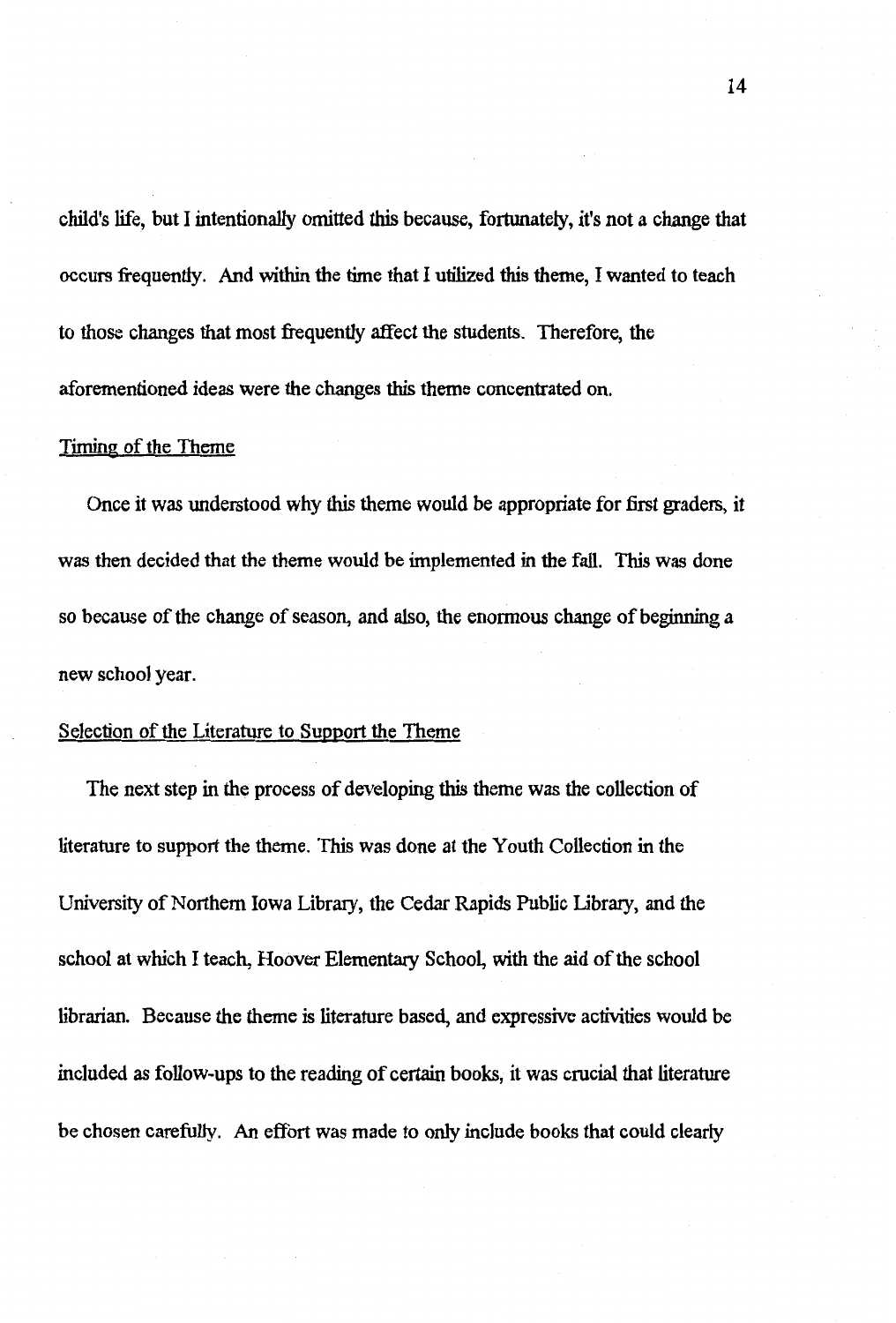child's life, but I intentionally omitted this because, fortunately, it's not a change that occurs frequently. And within the time that I utilized this theme, I wanted to teach to those changes that most frequently affect the students. Therefore, the aforementioned ideas were the changes this theme concentrated on.

### Timing of the Theme

Once it was understood why this theme would be appropriate for first graders, it was then decided that the theme would be implemented in the fall. This was done so because of the change of season, and also, the enormous change of beginning a new school year.

### Selection of the Literature to Support the Theme

The next step in the process of developing this theme was the collection of literature to support the theme. This was done at the Youth Collection in the University of Northern Iowa Library, the Cedar Rapids Public Library, and the school at which I teach, Hoover Elementary School, with the aid of the school librarian. Because the theme is literature based, and expressive activities would be included as follow-ups to the reading of certain books, it was crucial that literature be chosen carefully. An effort was made to only include books that could clearly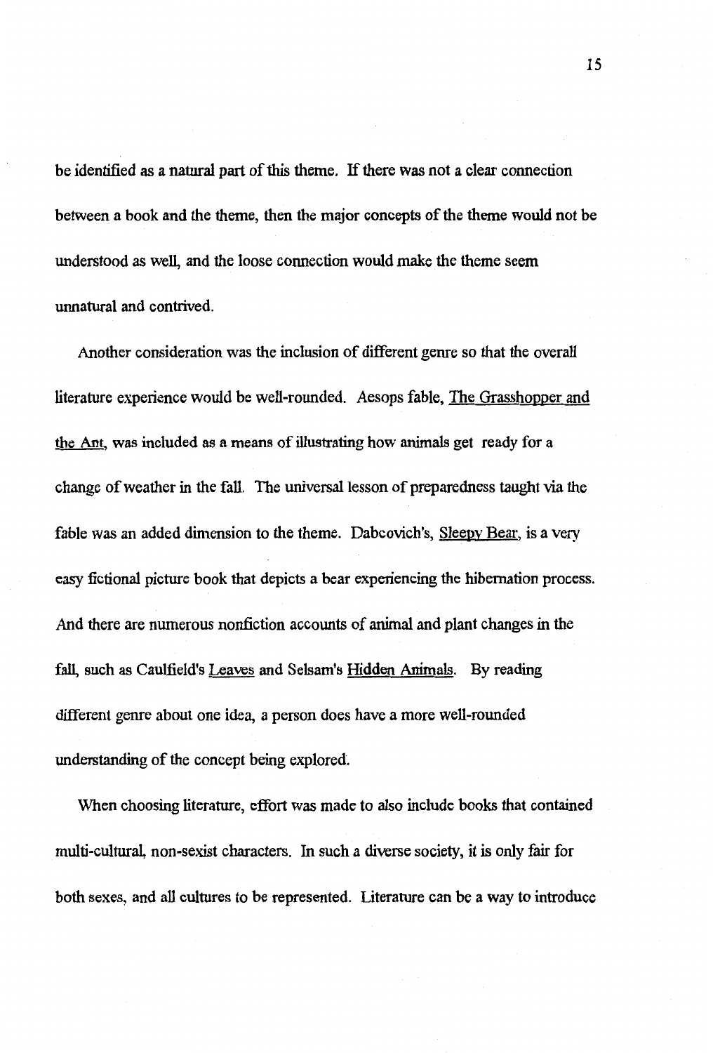be identified as a natural part of this theme. If there was not a clear connection between a book and the theme, then the major concepts of the theme would not be understood as well, and the loose connection would make the theme seem unnatural and contrived.

Another consideration was the inclusion of different genre so that the overall literature experience would be well-rounded. Aesops fable, The Grasshopper and the Ant, was included as a means of illustrating how animals get ready for a change of weather in the fall. The universal lesson of preparedness taught via the fable was an added dimension to the theme. Dabcovich's, Sleepy Bear, is a very easy fictional picture book that depicts a bear experiencing the hibernation process. And there are numerous nonfiction accounts of animal and plant changes in the fall, such as Caulfield's Leaves and Selsam's Hidden Animals. By reading different genre about one idea, a person does have a more well-rounded understanding of the concept being explored.

When choosing literature, effort was made to also include books that contained multi-cultural, non-sexist characters. In such a diverse society, it is only fair for both sexes, and all cultures to be represented. Literature can be a way to introduce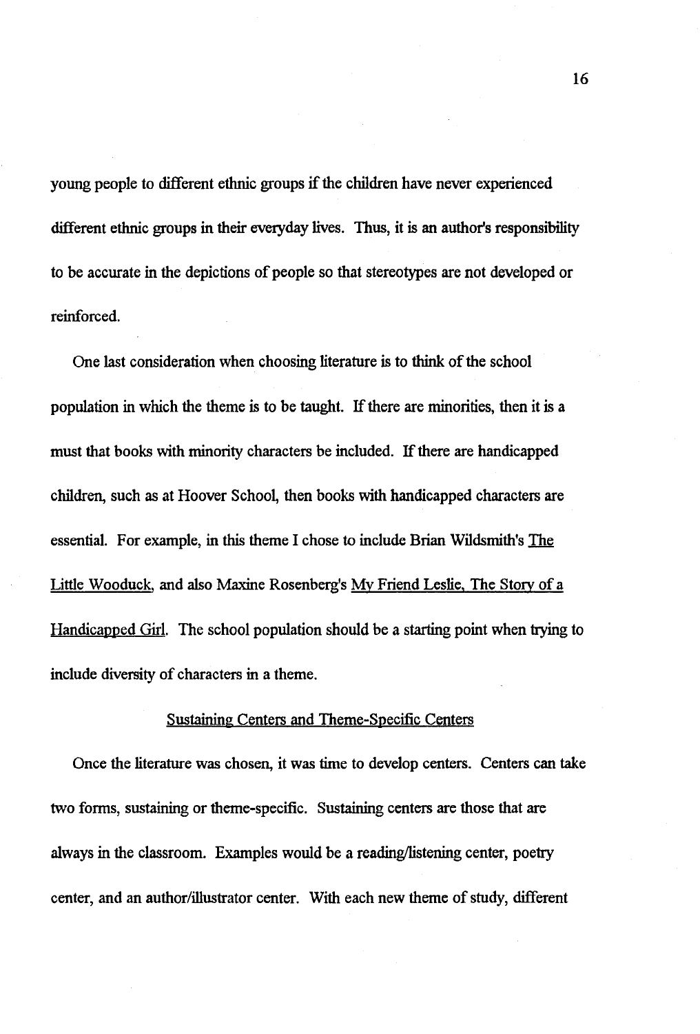young people to different ethnic groups if the children have never experienced different ethnic groups in their everyday lives. Thus, it is an author's responsibility to be accurate in the depictions of people so that stereotypes are not developed or reinforced.

One last consideration when choosing literature is to think of the school population in which the theme is to be taught. If there are minorities, then it is a must that books with minority characters be included. If there are handicapped children, such as at Hoover School, then books with handicapped characters are essential. For example, in this theme I chose to include Brian Wildsmith's The Little Wooduck, and also Maxine Rosenberg's My Friend Leslie, The Story of a Handicapped Girl. The school population should be a starting point when trying to include diversity of characters in a theme.

## Sustaining Centers and Theme-Specific Centers

Once the literature was chosen, it was time to develop centers. Centers can take two forms, sustaining or theme-specific. Sustaining centers are those that are always in the classroom. Examples would be a reading/listening center, poetry center, and an author/illustrator center. With each new theme of study, different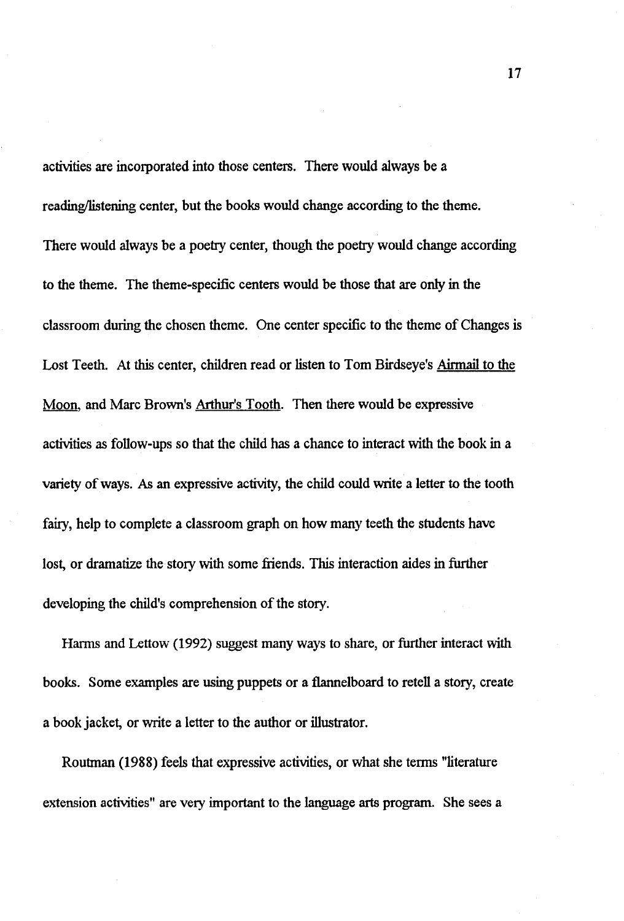activities are incorporated into those centers. There would always be a reading/listening center, but the books would change according to the theme. There would always be a poetry center, though the poetry would change according to the theme. The theme-specific centers would be those that are only in the classroom during the chosen theme. One center specific to the theme of Changes is Lost Teeth. At this center, children read or listen to Tom Birdseye's Airmail to the Moon, and Marc Brown's Arthur's Tooth. Then there would be expressive activities as follow-ups so that the child has a chance to interact with the book in a variety of ways. As an expressive activity, the child could write a letter to the tooth fairy, help to complete a classroom graph on how many teeth the students have lost, or dramatize the story with some friends. This interaction aides in further developing the child's comprehension of the story.

Harms and Lettow (1992) suggest many ways to share, or further interact with books. Some examples are using puppets or a flannelboard to retell a story, create a book jacket, or write a letter to the author or illustrator.

Routman (1988) feels that expressive activities, or what she terms "literature extension activities" are very important to the language arts program. She sees a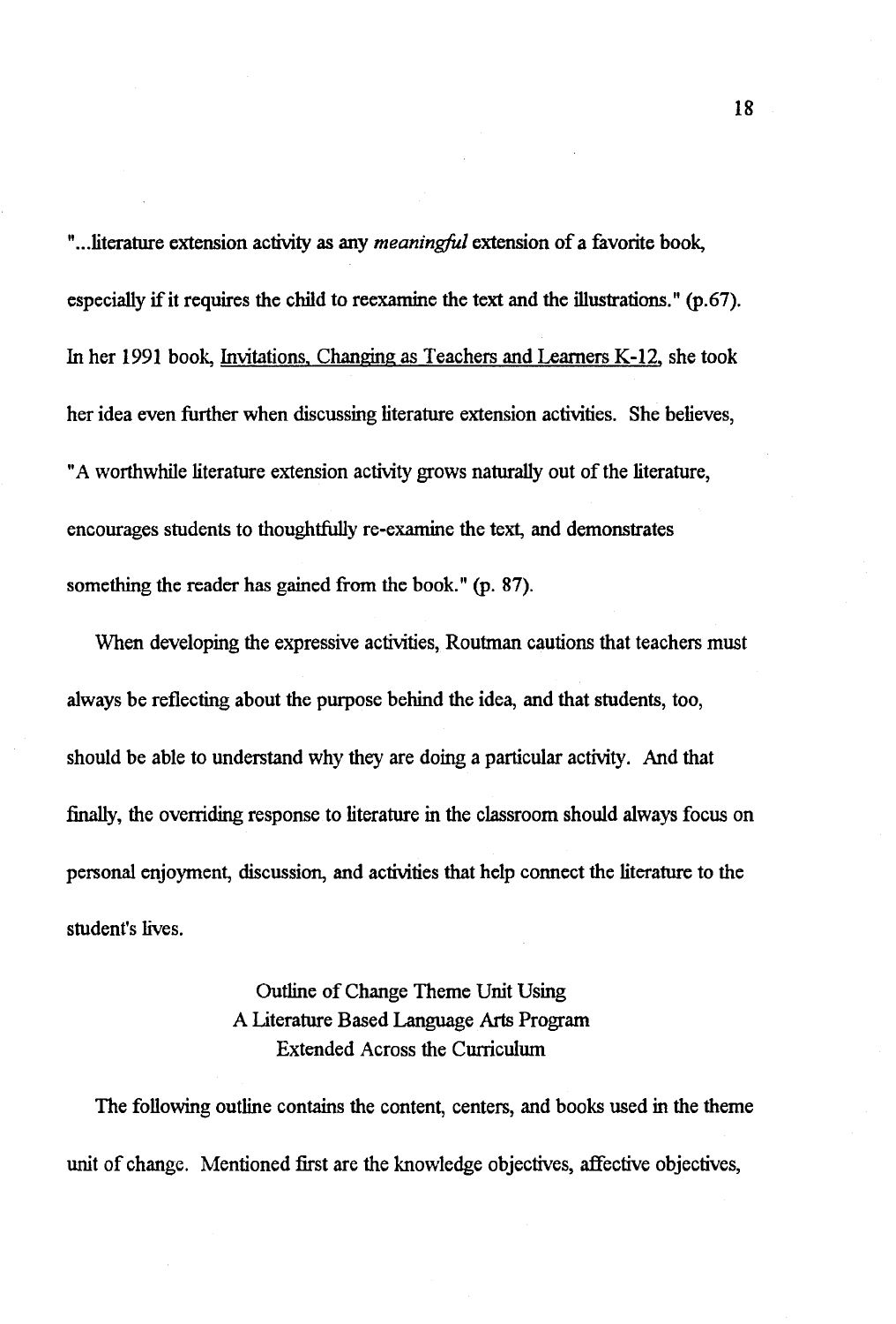"...literature extension activity as any *meaningful* extension of a favorite book, especially if it requires the child to reexamine the text and the illustrations." (p.67). In her 1991 book, Invitations, Changing as Teachers and Learners K-12, she took her idea even further when discussing literature extension activities. She believes, "A worthwhile literature extension activity grows naturally out of the literature, encourages students to thoughtfully re-examine the text, and demonstrates something the reader has gained from the book." (p. 87).

When developing the expressive activities, Routman cautions that teachers must always be reflecting about the purpose behind the idea, and that students, too, should be able to understand why they are doing a particular activity. And that finally, the overriding response to literature in the classroom should always focus on personal enjoyment, discussion, and activities that help connect the literature to the student's lives.

## Outline of Change Theme Unit Using A Literature Based Language Arts Program Extended Across the Curriculum

The following outline contains the content, centers, and books used in the theme unit of change. Mentioned first are the knowledge objectives, affective objectives,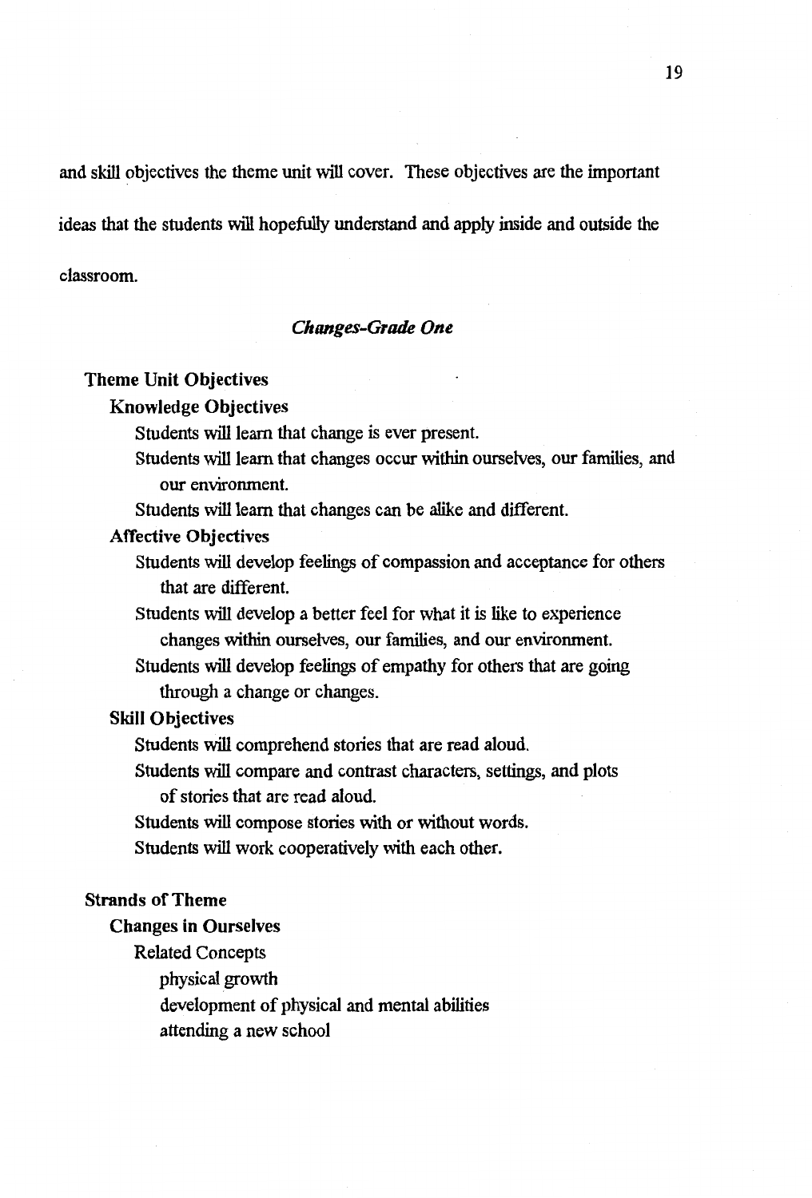and skill objectives the theme unit will cover. These objectives are the important ideas that the students will hopefully understand and apply inside and outside the classroom.

### *Changes-Grade One*

**Theme Unit Objectives**

**Knowledge Objectives**

- Students will learn that change is ever present.
- Students will learn that changes occur within ourselves, our families, and our environment.
- Students will learn that changes can be alike and different.

**Affective Objectives**

- Students will develop feelings of compassion and acceptance for others that are different.
- Students will develop a better feel for what it is like to experience changes within ourselves, our families, and our environment.
- Students will develop feelings of empathy for others that are going through a change or changes.

**Skill Objectives**

- Students will comprehend stories that are read aloud.
- Students will compare and contrast characters, settings, and plots of stories that are read aloud.
- Students will compose stories with or without words.
- Students will work cooperatively with each other.

**Strands of Theme**

**Changes in Ourselves**

Related Concepts

- physical growth
- development of physical and mental abilities
- attending a new school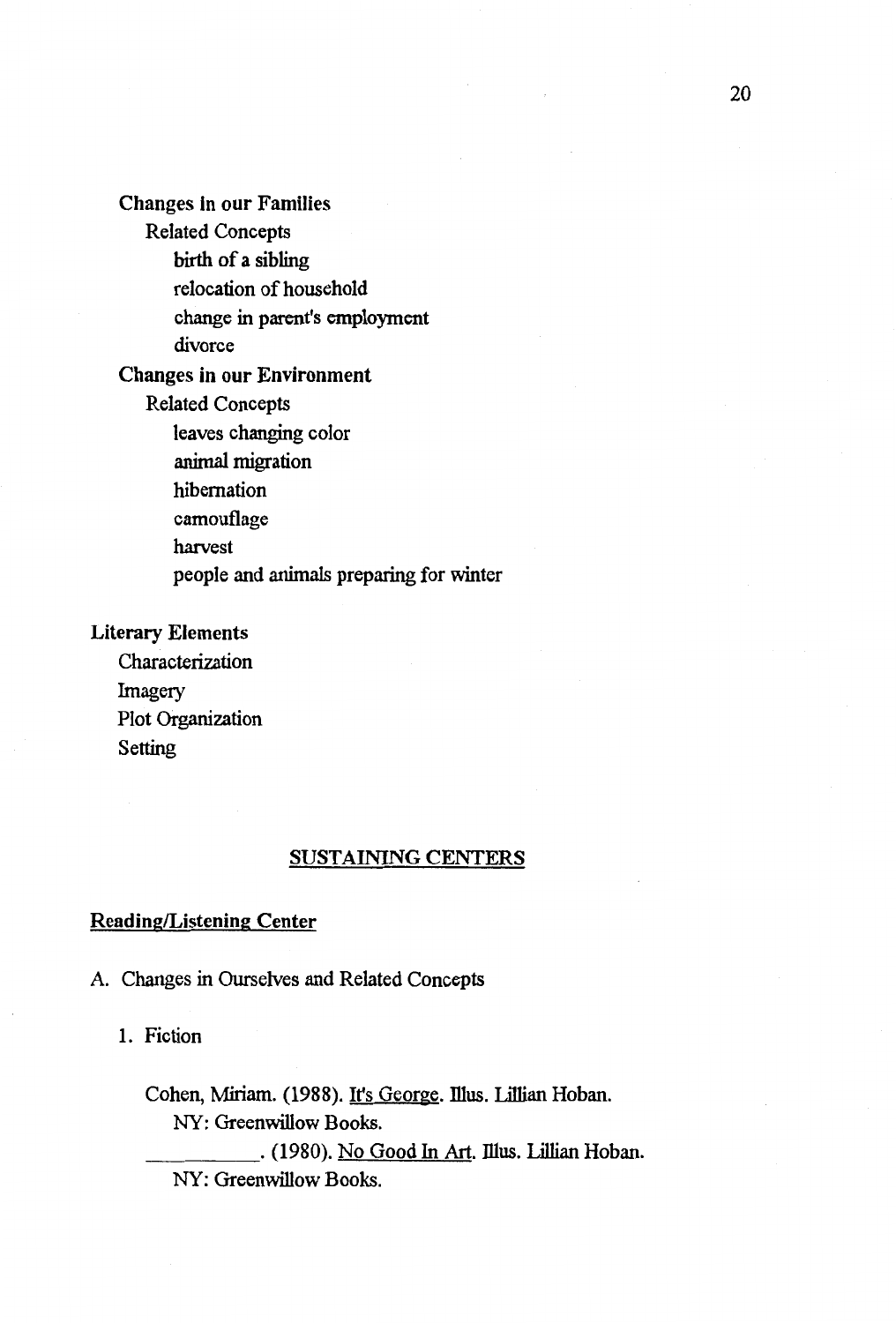**Changes in our Families**

Related Concepts

- birth of a sibling
- relocation of household
- change in parent's employment
- divorce

**Changes in our Environment**

Related Concepts

- leaves changing color
- animal migration
- hibernation
- camouflage
- harvest
- people and animals preparing for winter

**Literary Elements**

- Characterization
- Imagery
- Plot Organization
- Setting

## SUSTAINING CENTERS

### Reading/Listening Center

A. Changes in Ourselves and Related Concepts

1. Fiction

Cohen, Miriam. (1988). It's George. Illus. Lillian Hoban. NY: Greenwillow Books.

__________. (1980). No Good In Art. Illus. Lillian Hoban. NY: Greenwillow Books.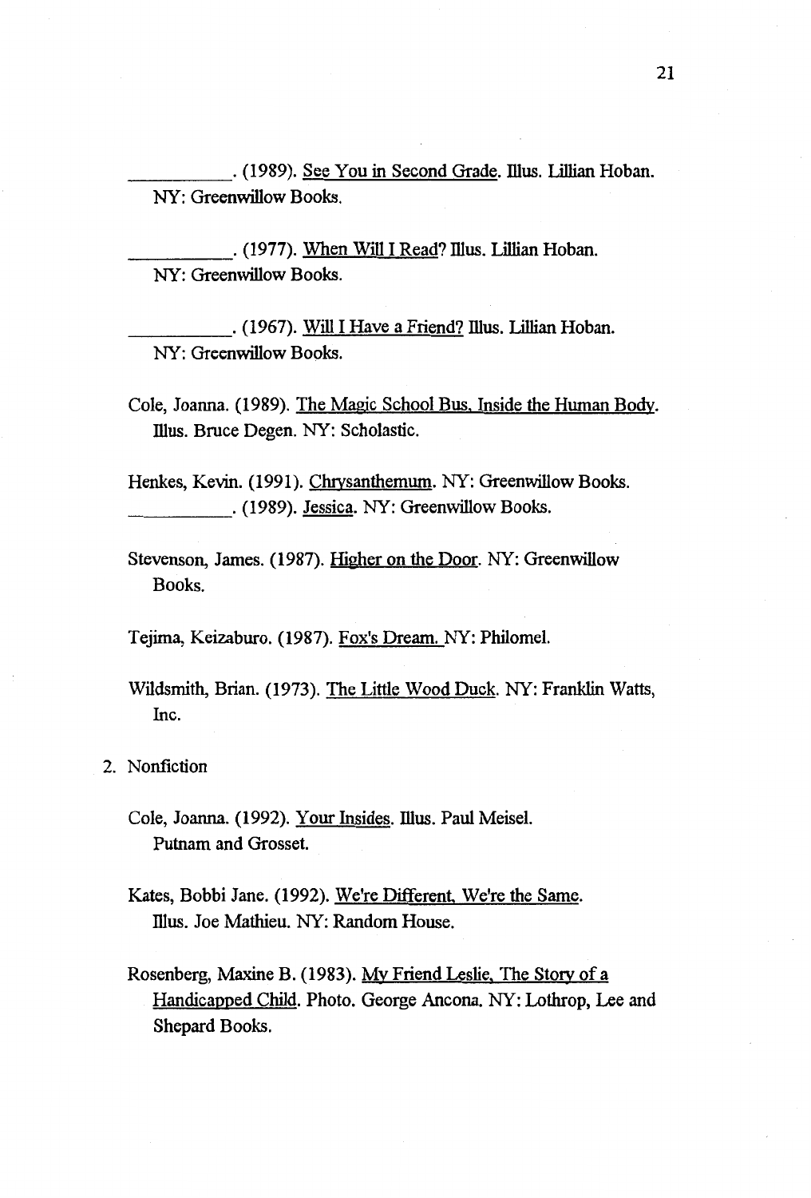\_\_\_\_\_\_\_\_\_\_. (1989). See You in Second Grade. Illus. Lillian Hoban. NY: Greenwillow Books.

\_\_\_\_\_\_\_\_\_\_. (1977). When Will I Read? Illus. Lillian Hoban. NY: Greenwillow Books.

\_\_\_\_\_\_\_\_\_\_. (1967). Will I Have a Friend? Illus. Lillian Hoban. NY: Greenwillow Books.

Cole, Joanna. (1989). The Magic School Bus, Inside the Human Body. Illus. Bruce Degen. NY: Scholastic.

Henkes, Kevin. (1991). Chrysanthemum. NY: Greenwillow Books.
\_\_\_\_\_\_\_\_\_\_. (1989). Jessica. NY: Greenwillow Books.

Stevenson, James. (1987). Higher on the Door. NY: Greenwillow Books.

Tejima, Keizaburo. (1987). Fox's Dream. NY: Philomel.

Wildsmith, Brian. (1973). The Little Wood Duck. NY: Franklin Watts, Inc.

2. Nonfiction

Cole, Joanna. (1992). Your Insides. Illus. Paul Meisel. Putnam and Grosset.

Kates, Bobbi Jane. (1992). We're Different, We're the Same. Illus. Joe Mathieu. NY: Random House.

Rosenberg, Maxine B. (1983). My Friend Leslie, The Story of a Handicapped Child. Photo. George Ancona. NY: Lothrop, Lee and Shepard Books.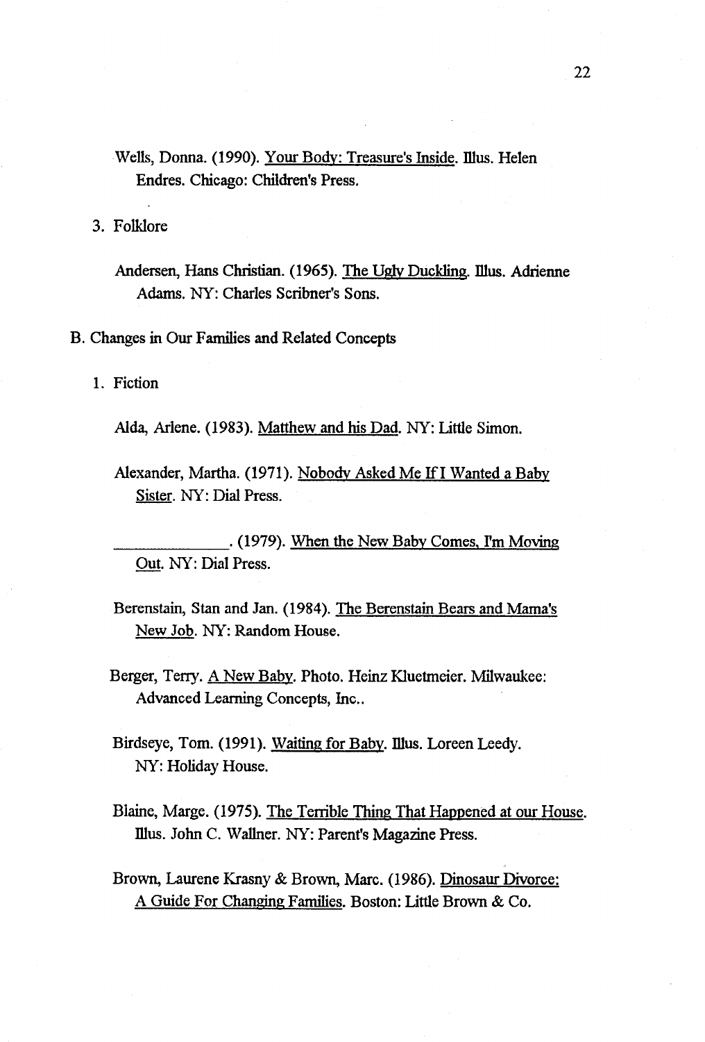Wells, Donna. (1990). Your Body: Treasure's Inside. Illus. Helen Endres. Chicago: Children's Press.

3. Folklore

Andersen, Hans Christian. (1965). The Ugly Duckling. Illus. Adrienne Adams. NY: Charles Scribner's Sons.

B. Changes in Our Families and Related Concepts

1. Fiction

Alda, Arlene. (1983). Matthew and his Dad. NY: Little Simon.

Alexander, Martha. (1971). Nobody Asked Me If I Wanted a Baby Sister. NY: Dial Press.

______________. (1979). When the New Baby Comes, I'm Moving Out. NY: Dial Press.

Berenstain, Stan and Jan. (1984). The Berenstain Bears and Mama's New Job. NY: Random House.

Berger, Terry. A New Baby. Photo. Heinz Kluetmeier. Milwaukee: Advanced Learning Concepts, Inc..

Birdseye, Tom. (1991). Waiting for Baby. Illus. Loreen Leedy. NY: Holiday House.

Blaine, Marge. (1975). The Terrible Thing That Happened at our House. Illus. John C. Wallner. NY: Parent's Magazine Press.

Brown, Laurene Krasny & Brown, Marc. (1986). Dinosaur Divorce: A Guide For Changing Families. Boston: Little Brown & Co.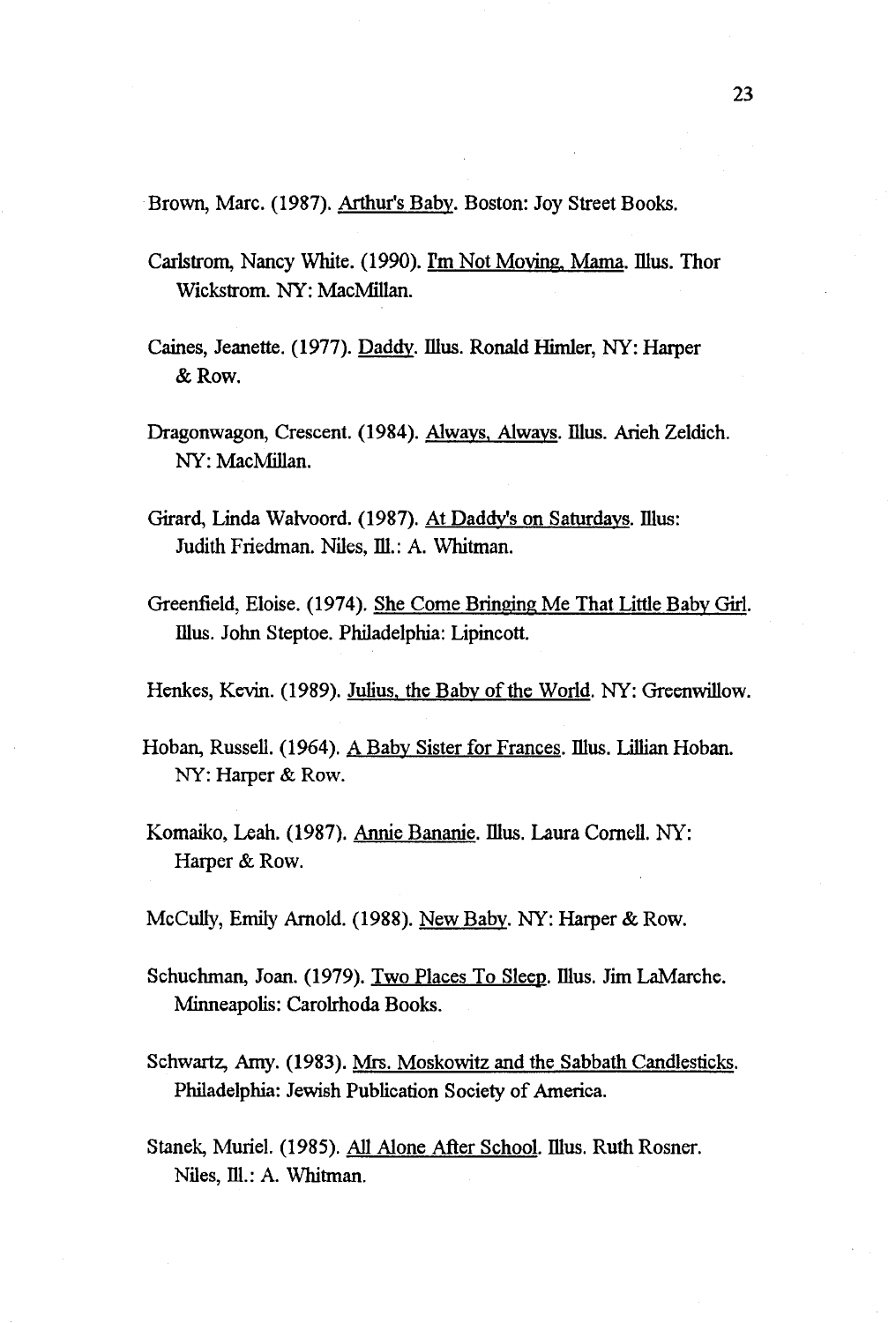Brown, Marc. (1987). <u>Arthur's Baby</u>. Boston: Joy Street Books.

Carlstrom, Nancy White. (1990). <u>I'm Not Moving, Mama</u>. Illus. Thor Wickstrom. NY: MacMillan.

Caines, Jeanette. (1977). <u>Daddy</u>. Illus. Ronald Himler, NY: Harper & Row.

Dragonwagon, Crescent. (1984). <u>Always, Always</u>. Illus. Arieh Zeldich. NY: MacMillan.

Girard, Linda Walvoord. (1987). <u>At Daddy's on Saturdays</u>. Illus: Judith Friedman. Niles, Ill.: A. Whitman.

Greenfield, Eloise. (1974). <u>She Come Bringing Me That Little Baby Girl</u>. Illus. John Steptoe. Philadelphia: Lipincott.

Henkes, Kevin. (1989). <u>Julius, the Baby of the World</u>. NY: Greenwillow.

Hoban, Russell. (1964). <u>A Baby Sister for Frances</u>. Illus. Lillian Hoban. NY: Harper & Row.

Komaiko, Leah. (1987). <u>Annie Bananie</u>. Illus. Laura Cornell. NY: Harper & Row.

McCully, Emily Arnold. (1988). <u>New Baby</u>. NY: Harper & Row.

Schuchman, Joan. (1979). <u>Two Places To Sleep</u>. Illus. Jim LaMarche. Minneapolis: Carolrhoda Books.

Schwartz, Amy. (1983). <u>Mrs. Moskowitz and the Sabbath Candlesticks</u>. Philadelphia: Jewish Publication Society of America.

Stanek, Muriel. (1985). <u>All Alone After School</u>. Illus. Ruth Rosner. Niles, Ill.: A. Whitman.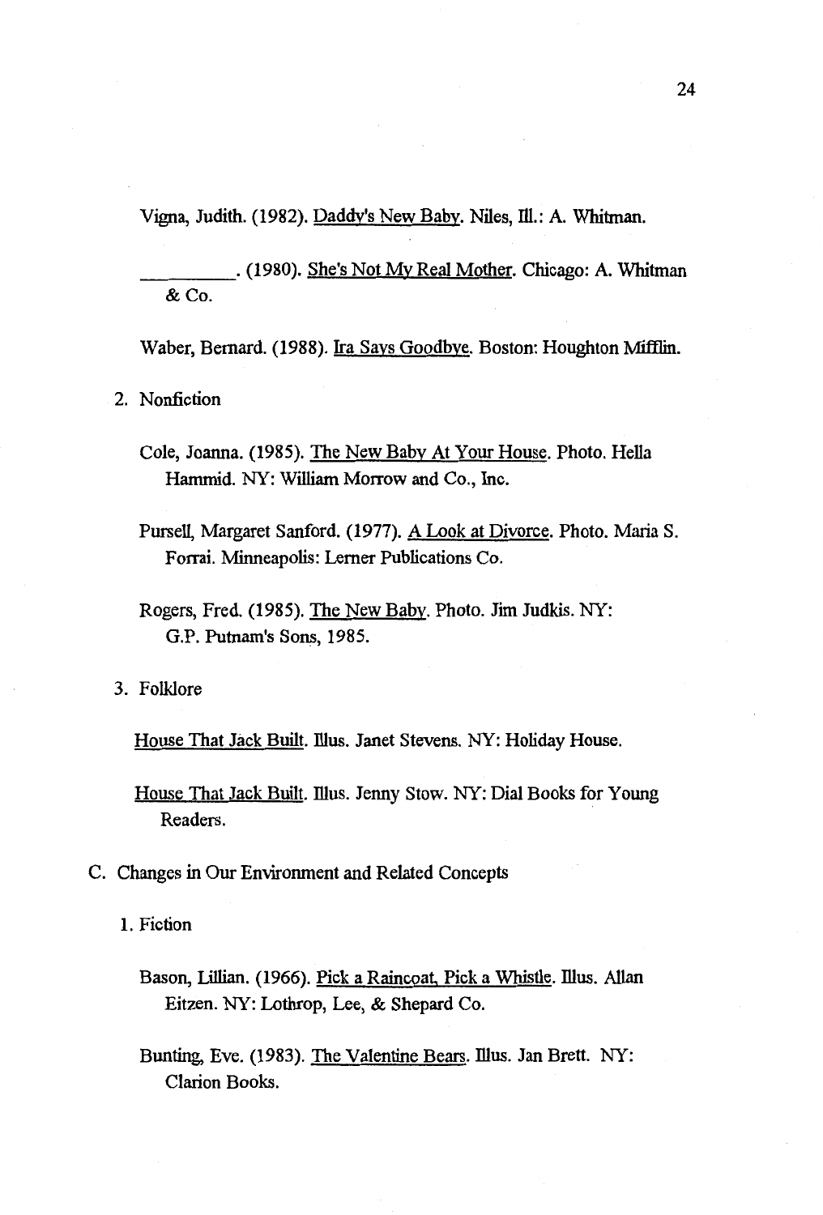Vigna, Judith. (1982). Daddy's New Baby. Niles, Ill.: A. Whitman.

__________. (1980). She's Not My Real Mother. Chicago: A. Whitman & Co.

Waber, Bernard. (1988). Ira Says Goodbye. Boston: Houghton Mifflin.

2. Nonfiction

Cole, Joanna. (1985). The New Baby At Your House. Photo. Hella Hammid. NY: William Morrow and Co., Inc.

Pursell, Margaret Sanford. (1977). A Look at Divorce. Photo. Maria S. Forrai. Minneapolis: Lerner Publications Co.

Rogers, Fred. (1985). The New Baby. Photo. Jim Judkis. NY: G.P. Putnam's Sons, 1985.

3. Folklore

House That Jack Built. Illus. Janet Stevens. NY: Holiday House.

House That Jack Built. Illus. Jenny Stow. NY: Dial Books for Young Readers.

C. Changes in Our Environment and Related Concepts

1. Fiction

Bason, Lillian. (1966). Pick a Raincoat, Pick a Whistle. Illus. Allan Eitzen. NY: Lothrop, Lee, & Shepard Co.

Bunting, Eve. (1983). The Valentine Bears. Illus. Jan Brett. NY: Clarion Books.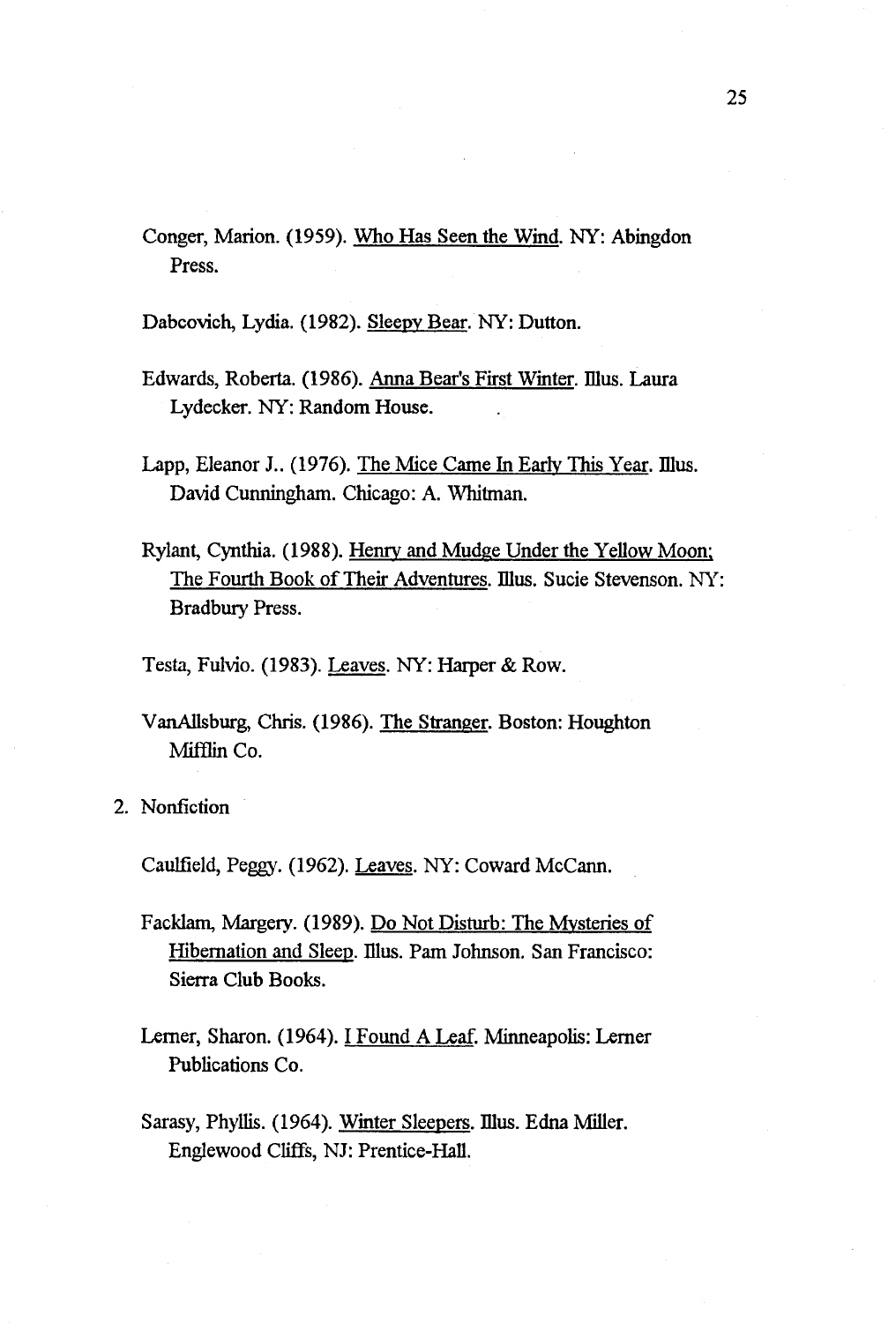Conger, Marion. (1959). Who Has Seen the Wind. NY: Abingdon Press.

Dabcovich, Lydia. (1982). Sleepy Bear. NY: Dutton.

Edwards, Roberta. (1986). Anna Bear's First Winter. Illus. Laura Lydecker. NY: Random House.

Lapp, Eleanor J.. (1976). The Mice Came In Early This Year. Illus. David Cunningham. Chicago: A. Whitman.

Rylant, Cynthia. (1988). Henry and Mudge Under the Yellow Moon; The Fourth Book of Their Adventures. Illus. Sucie Stevenson. NY: Bradbury Press.

Testa, Fulvio. (1983). Leaves. NY: Harper & Row.

VanAllsburg, Chris. (1986). The Stranger. Boston: Houghton Mifflin Co.

2. Nonfiction

Caulfield, Peggy. (1962). Leaves. NY: Coward McCann.

Facklam, Margery. (1989). Do Not Disturb: The Mysteries of Hibernation and Sleep. Illus. Pam Johnson. San Francisco: Sierra Club Books.

Lerner, Sharon. (1964). I Found A Leaf. Minneapolis: Lerner Publications Co.

Sarasy, Phyllis. (1964). Winter Sleepers. Illus. Edna Miller. Englewood Cliffs, NJ: Prentice-Hall.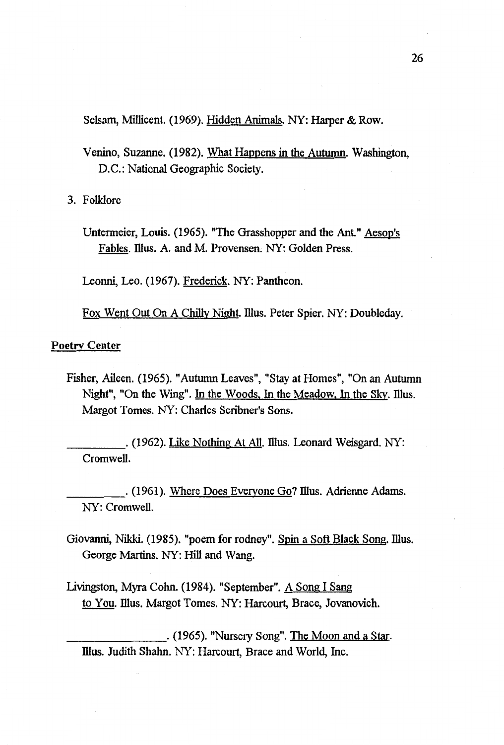Selsam, Millicent. (1969). Hidden Animals. NY: Harper & Row.

Venino, Suzanne. (1982). What Happens in the Autumn. Washington, D.C.: National Geographic Society.

3. Folklore

Untermeier, Louis. (1965). "The Grasshopper and the Ant." Aesop's Fables. Illus. A. and M. Provensen. NY: Golden Press.

Leonni, Leo. (1967). Frederick. NY: Pantheon.

Fox Went Out On A Chilly Night. Illus. Peter Spier. NY: Doubleday.

**Poetry Center**

Fisher, Aileen. (1965). "Autumn Leaves", "Stay at Homes", "On an Autumn Night", "On the Wing". In the Woods, In the Meadow, In the Sky. Illus. Margot Tomes. NY: Charles Scribner's Sons.

__________. (1962). Like Nothing At All. Illus. Leonard Weisgard. NY: Cromwell.

__________. (1961). Where Does Everyone Go? Illus. Adrienne Adams. NY: Cromwell.

Giovanni, Nikki. (1985). "poem for rodney". Spin a Soft Black Song. Illus. George Martins. NY: Hill and Wang.

Livingston, Myra Cohn. (1984). "September". A Song I Sang to You. Illus. Margot Tomes. NY: Harcourt, Brace, Jovanovich.

________________. (1965). "Nursery Song". The Moon and a Star. Illus. Judith Shahn. NY: Harcourt, Brace and World, Inc.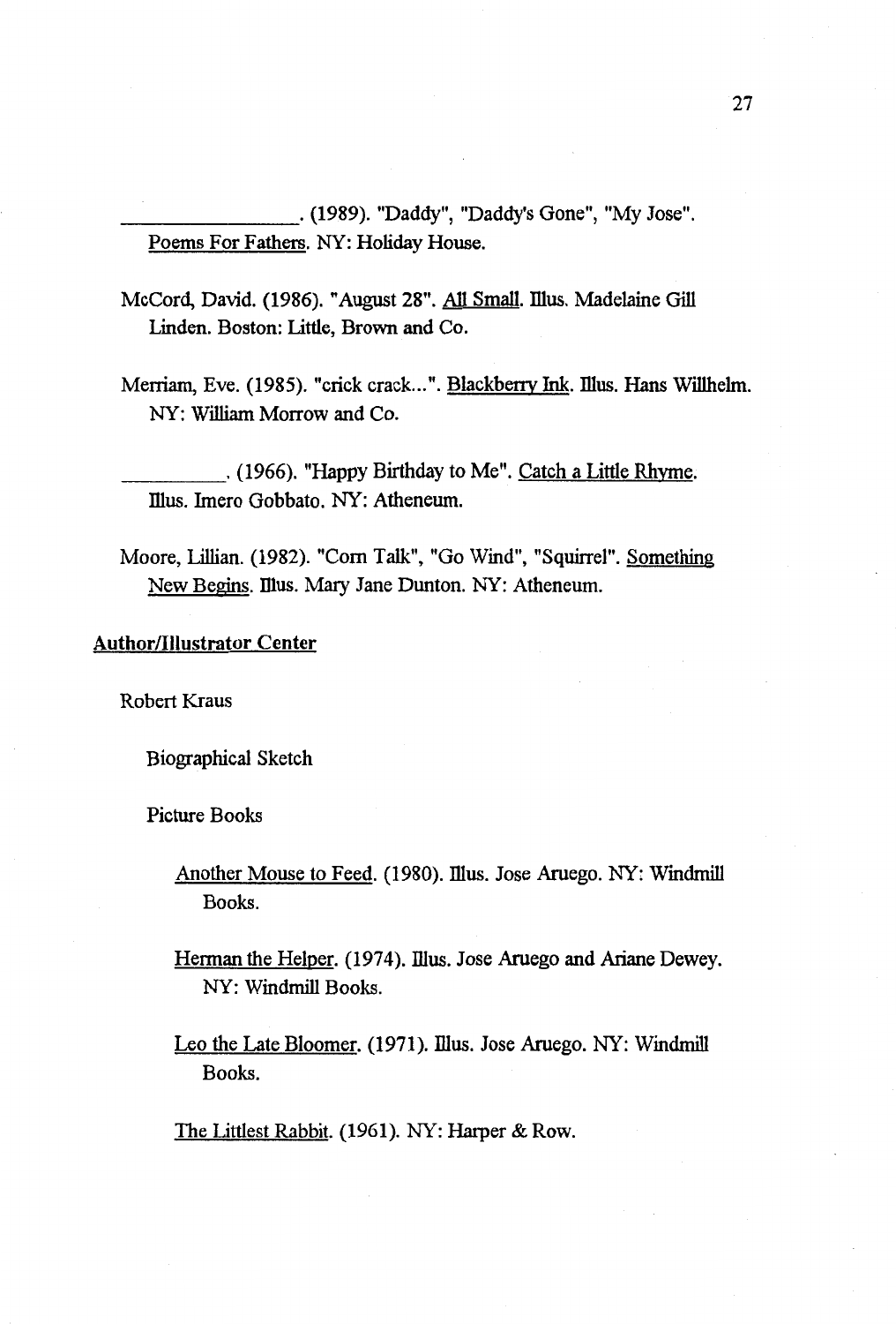_________________. (1989). "Daddy", "Daddy's Gone", "My Jose". Poems For Fathers. NY: Holiday House.

McCord, David. (1986). "August 28". All Small. Illus. Madelaine Gill Linden. Boston: Little, Brown and Co.

Merriam, Eve. (1985). "crick crack...". Blackberry Ink. Illus. Hans Willhelm. NY: William Morrow and Co.

__________. (1966). "Happy Birthday to Me". Catch a Little Rhyme. Illus. Imero Gobbato. NY: Atheneum.

Moore, Lillian. (1982). "Corn Talk", "Go Wind", "Squirrel". Something New Begins. Illus. Mary Jane Dunton. NY: Atheneum.

Author/Illustrator Center

Robert Kraus

Biographical Sketch

Picture Books

Another Mouse to Feed. (1980). Illus. Jose Aruego. NY: Windmill Books.

Herman the Helper. (1974). Illus. Jose Aruego and Ariane Dewey. NY: Windmill Books.

Leo the Late Bloomer. (1971). Illus. Jose Aruego. NY: Windmill Books.

The Littlest Rabbit. (1961). NY: Harper & Row.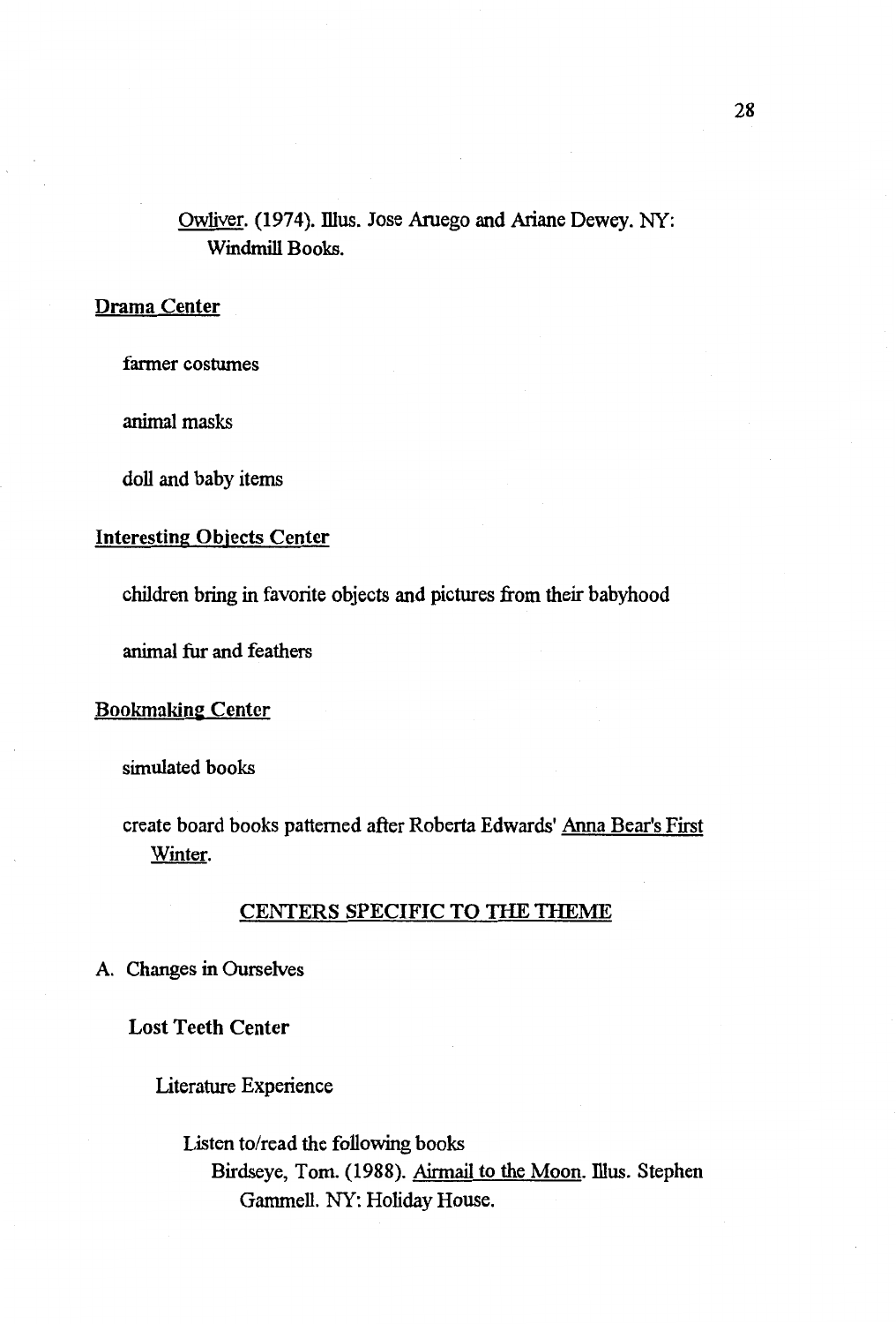Owliver. (1974). Illus. Jose Aruego and Ariane Dewey. NY: Windmill Books.

Drama Center

farmer costumes

animal masks

doll and baby items

Interesting Objects Center

children bring in favorite objects and pictures from their babyhood

animal fur and feathers

Bookmaking Center

simulated books

create board books patterned after Roberta Edwards' Anna Bear's First Winter.

## CENTERS SPECIFIC TO THE THEME

A. Changes in Ourselves

**Lost Teeth Center**

Literature Experience

Listen to/read the following books

Birdseye, Tom. (1988). Airmail to the Moon. Illus. Stephen Gammell. NY: Holiday House.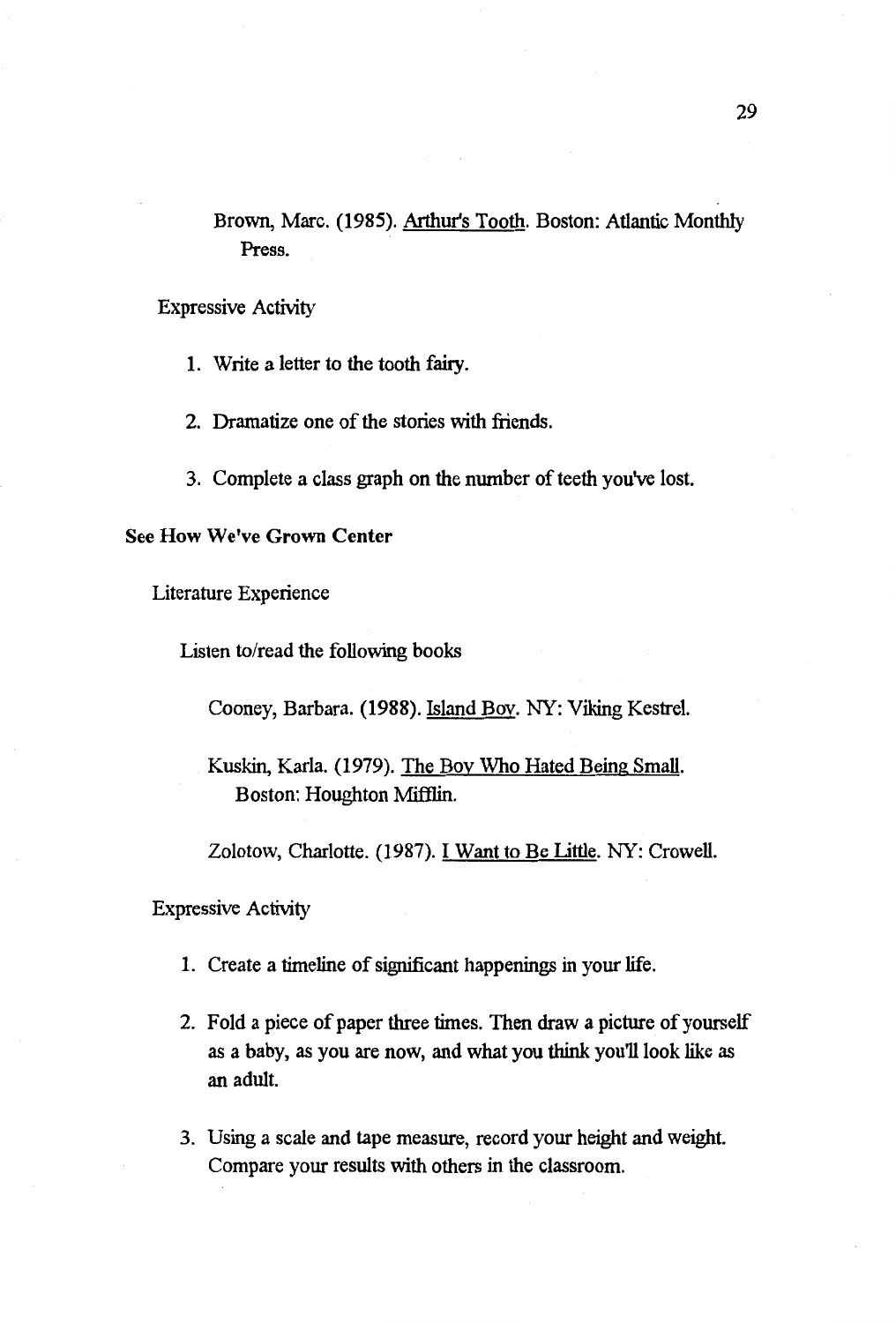Brown, Marc. (1985). Arthur's Tooth. Boston: Atlantic Monthly Press.

Expressive Activity

1. Write a letter to the tooth fairy.

2. Dramatize one of the stories with friends.

3. Complete a class graph on the number of teeth you've lost.

**See How We've Grown Center**

Literature Experience

Listen to/read the following books

Cooney, Barbara. (1988). Island Boy. NY: Viking Kestrel.

Kuskin, Karla. (1979). The Boy Who Hated Being Small. Boston: Houghton Mifflin.

Zolotow, Charlotte. (1987). I Want to Be Little. NY: Crowell.

Expressive Activity

1. Create a timeline of significant happenings in your life.

2. Fold a piece of paper three times. Then draw a picture of yourself as a baby, as you are now, and what you think you'll look like as an adult.

3. Using a scale and tape measure, record your height and weight. Compare your results with others in the classroom.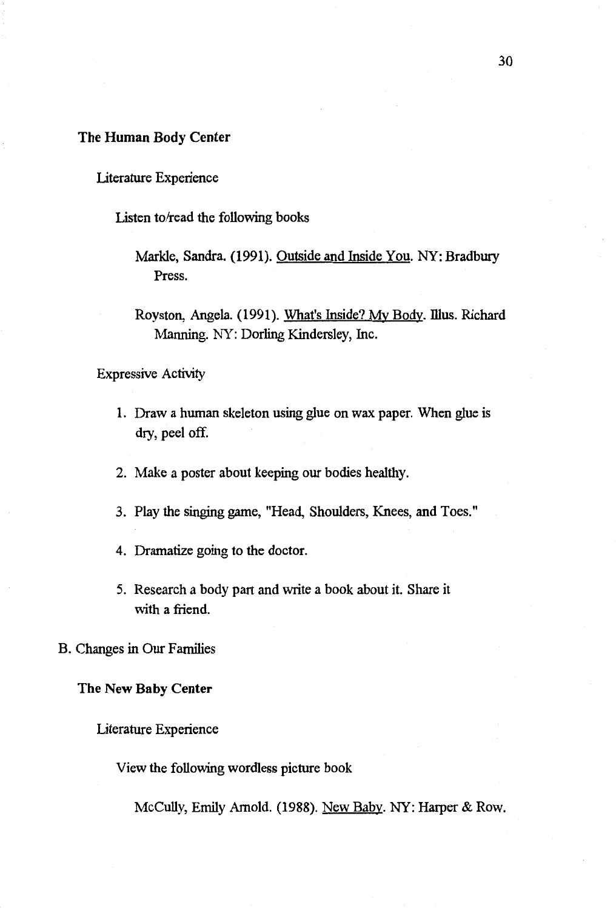**The Human Body Center**

Literature Experience

Listen to/read the following books

Markle, Sandra. (1991). Outside and Inside You. NY: Bradbury Press.

Royston, Angela. (1991). What's Inside? My Body. Illus. Richard Manning. NY: Dorling Kindersley, Inc.

Expressive Activity

1. Draw a human skeleton using glue on wax paper. When glue is dry, peel off.
2. Make a poster about keeping our bodies healthy.
3. Play the singing game, "Head, Shoulders, Knees, and Toes."
4. Dramatize going to the doctor.
5. Research a body part and write a book about it. Share it with a friend.

B. Changes in Our Families

**The New Baby Center**

Literature Experience

View the following wordless picture book

McCully, Emily Arnold. (1988). New Baby. NY: Harper & Row.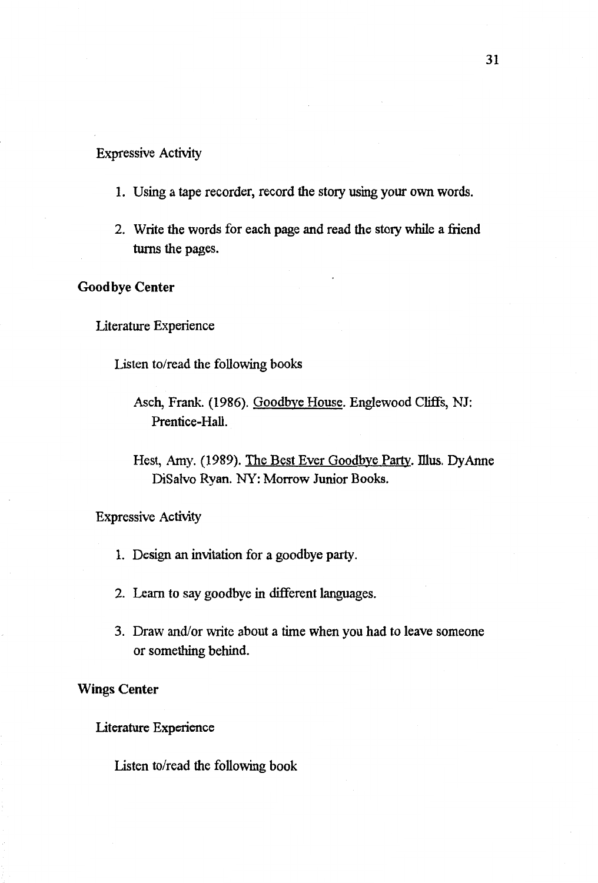Expressive Activity

1. Using a tape recorder, record the story using your own words.

2. Write the words for each page and read the story while a friend turns the pages.

**Goodbye Center**

Literature Experience

Listen to/read the following books

Asch, Frank. (1986). Goodbye House. Englewood Cliffs, NJ: Prentice-Hall.

Hest, Amy. (1989). The Best Ever Goodbye Party. Illus. DyAnne DiSalvo Ryan. NY: Morrow Junior Books.

Expressive Activity

1. Design an invitation for a goodbye party.

2. Learn to say goodbye in different languages.

3. Draw and/or write about a time when you had to leave someone or something behind.

**Wings Center**

Literature Experience

Listen to/read the following book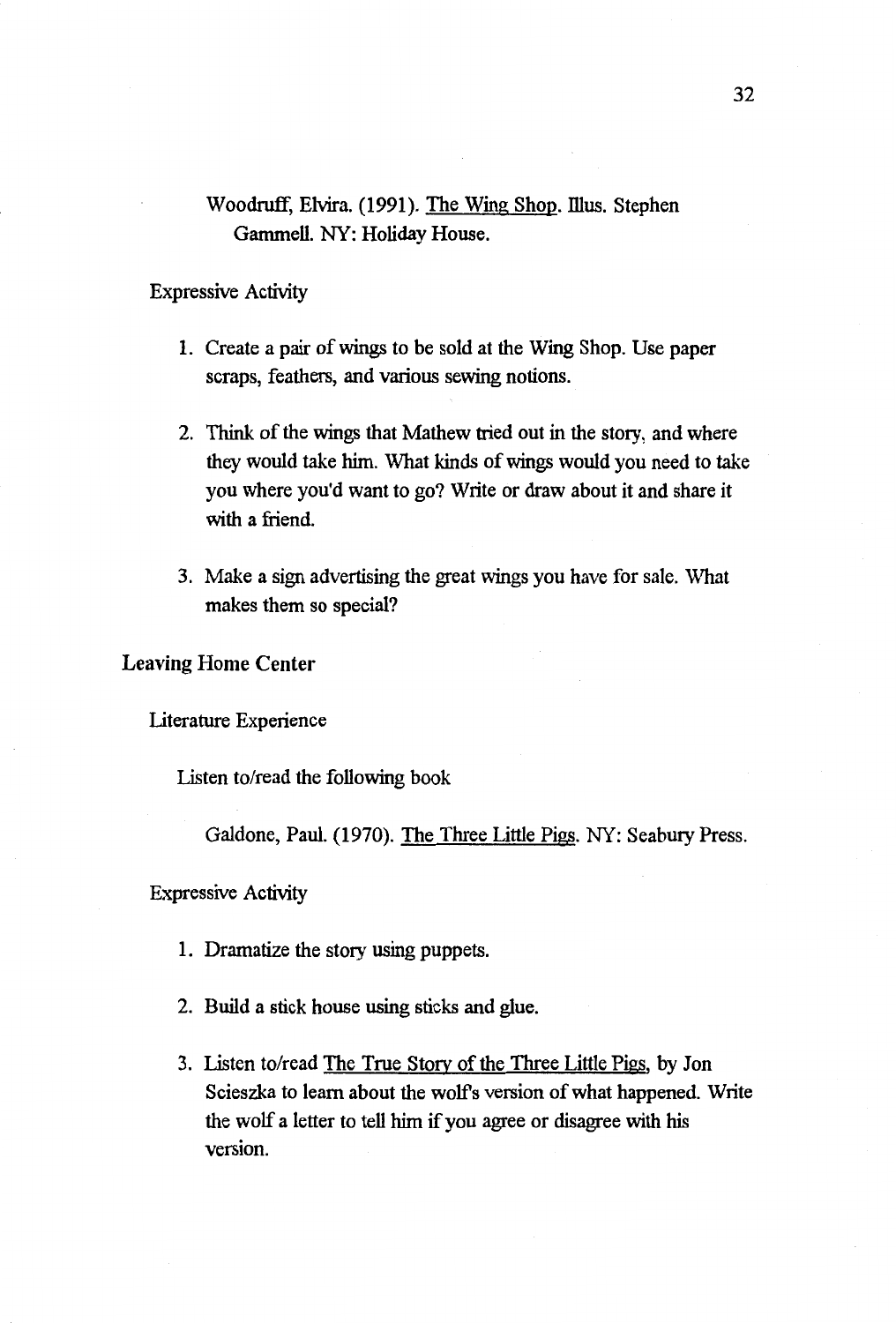Woodruff, Elvira. (1991). The Wing Shop. Illus. Stephen Gammell. NY: Holiday House.

Expressive Activity

1. Create a pair of wings to be sold at the Wing Shop. Use paper scraps, feathers, and various sewing notions.

2. Think of the wings that Mathew tried out in the story, and where they would take him. What kinds of wings would you need to take you where you'd want to go? Write or draw about it and share it with a friend.

3. Make a sign advertising the great wings you have for sale. What makes them so special?

## Leaving Home Center

Literature Experience

Listen to/read the following book

Galdone, Paul. (1970). The Three Little Pigs. NY: Seabury Press.

Expressive Activity

1. Dramatize the story using puppets.

2. Build a stick house using sticks and glue.

3. Listen to/read The True Story of the Three Little Pigs, by Jon Scieszka to learn about the wolf's version of what happened. Write the wolf a letter to tell him if you agree or disagree with his version.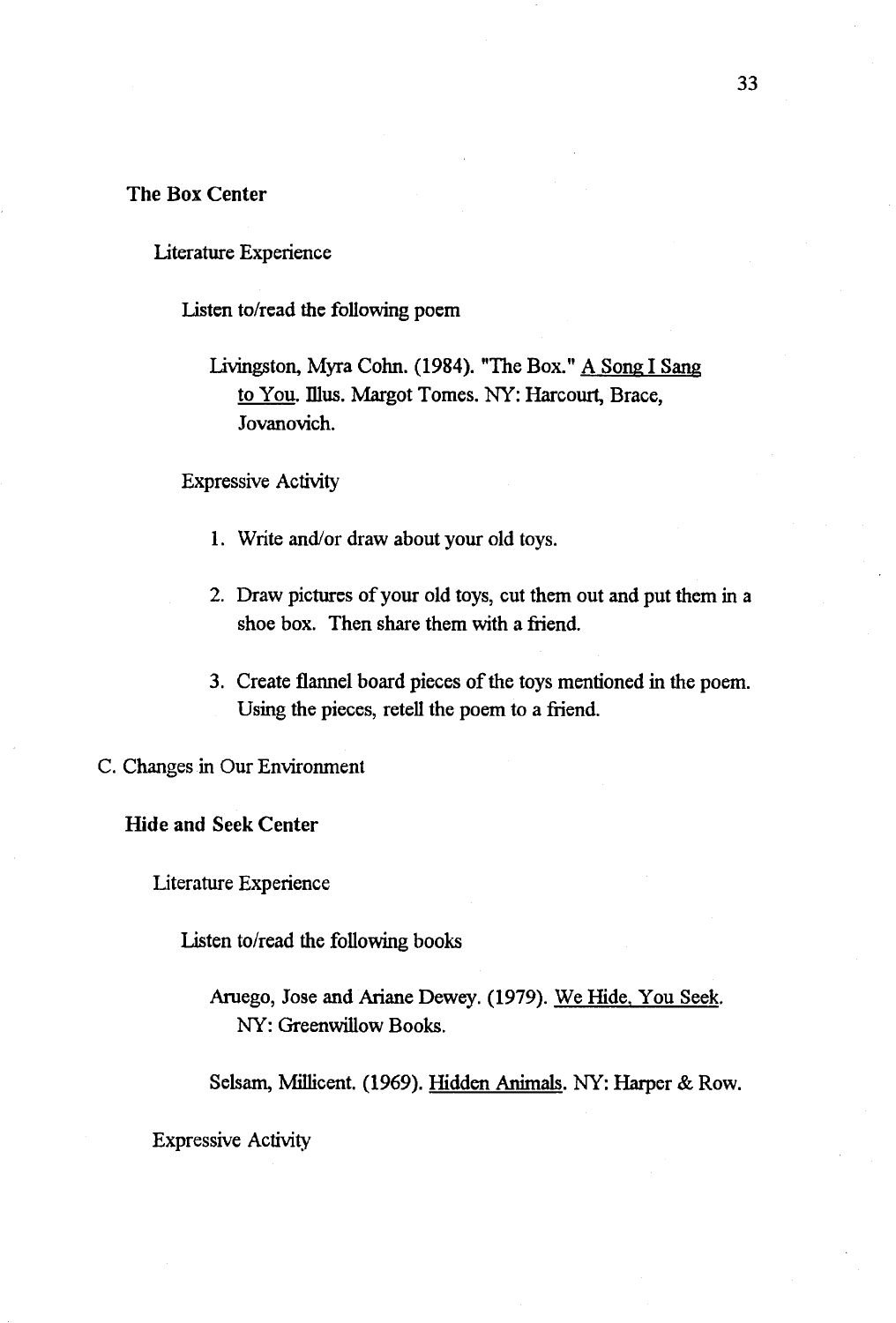**The Box Center**

Literature Experience

Listen to/read the following poem

Livingston, Myra Cohn. (1984). "The Box." A Song I Sang to You. Illus. Margot Tomes. NY: Harcourt, Brace, Jovanovich.

Expressive Activity

1. Write and/or draw about your old toys.
2. Draw pictures of your old toys, cut them out and put them in a shoe box. Then share them with a friend.
3. Create flannel board pieces of the toys mentioned in the poem. Using the pieces, retell the poem to a friend.

C. Changes in Our Environment

**Hide and Seek Center**

Literature Experience

Listen to/read the following books

Aruego, Jose and Ariane Dewey. (1979). We Hide, You Seek. NY: Greenwillow Books.

Selsam, Millicent. (1969). Hidden Animals. NY: Harper & Row.

Expressive Activity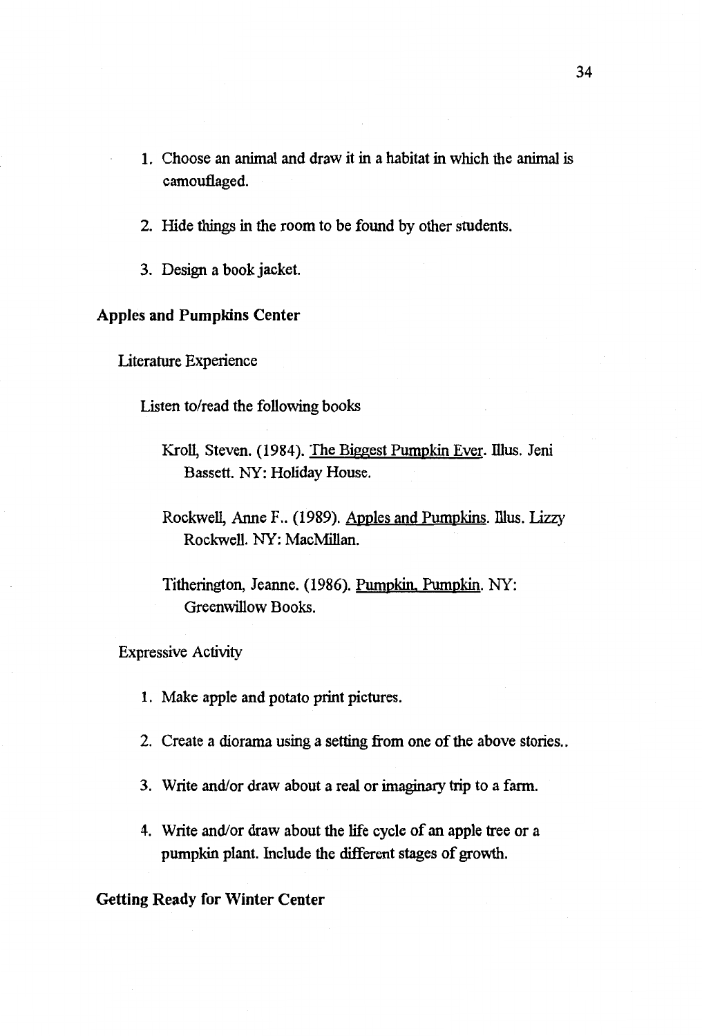1. Choose an animal and draw it in a habitat in which the animal is camouflaged.

2. Hide things in the room to be found by other students.

3. Design a book jacket.

**Apples and Pumpkins Center**

Literature Experience

Listen to/read the following books

Kroll, Steven. (1984). The Biggest Pumpkin Ever. Illus. Jeni Bassett. NY: Holiday House.

Rockwell, Anne F.. (1989). Apples and Pumpkins. Illus. Lizzy Rockwell. NY: MacMillan.

Titherington, Jeanne. (1986). Pumpkin, Pumpkin. NY: Greenwillow Books.

Expressive Activity

1. Make apple and potato print pictures.

2. Create a diorama using a setting from one of the above stories..

3. Write and/or draw about a real or imaginary trip to a farm.

4. Write and/or draw about the life cycle of an apple tree or a pumpkin plant. Include the different stages of growth.

**Getting Ready for Winter Center**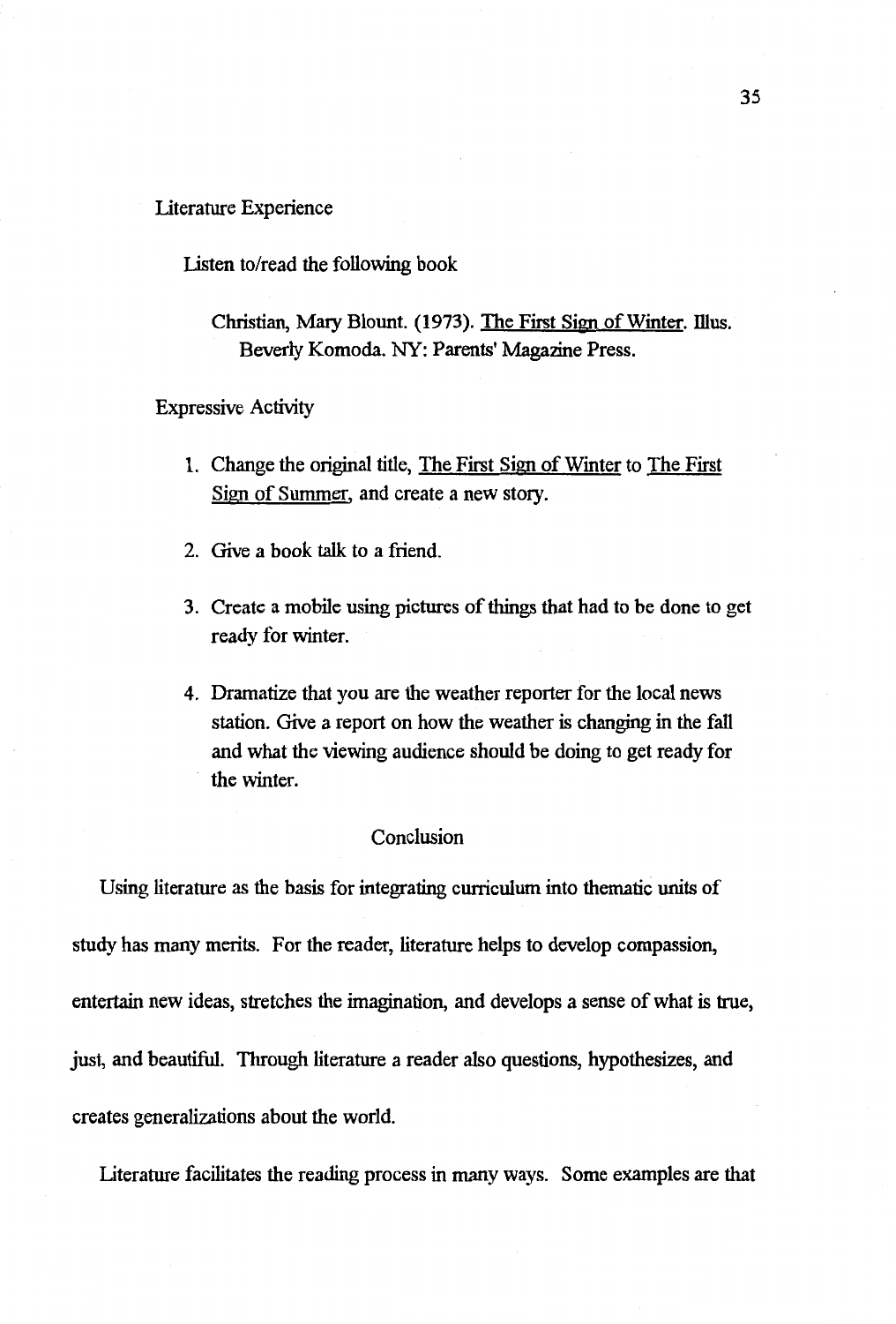Literature Experience

Listen to/read the following book

Christian, Mary Blount. (1973). The First Sign of Winter. Illus. Beverly Komoda. NY: Parents' Magazine Press.

Expressive Activity

1. Change the original title, The First Sign of Winter to The First Sign of Summer, and create a new story.

2. Give a book talk to a friend.

3. Create a mobile using pictures of things that had to be done to get ready for winter.

4. Dramatize that you are the weather reporter for the local news station. Give a report on how the weather is changing in the fall and what the viewing audience should be doing to get ready for the winter.

## Conclusion

Using literature as the basis for integrating curriculum into thematic units of study has many merits. For the reader, literature helps to develop compassion, entertain new ideas, stretches the imagination, and develops a sense of what is true, just, and beautiful. Through literature a reader also questions, hypothesizes, and creates generalizations about the world.

Literature facilitates the reading process in many ways. Some examples are that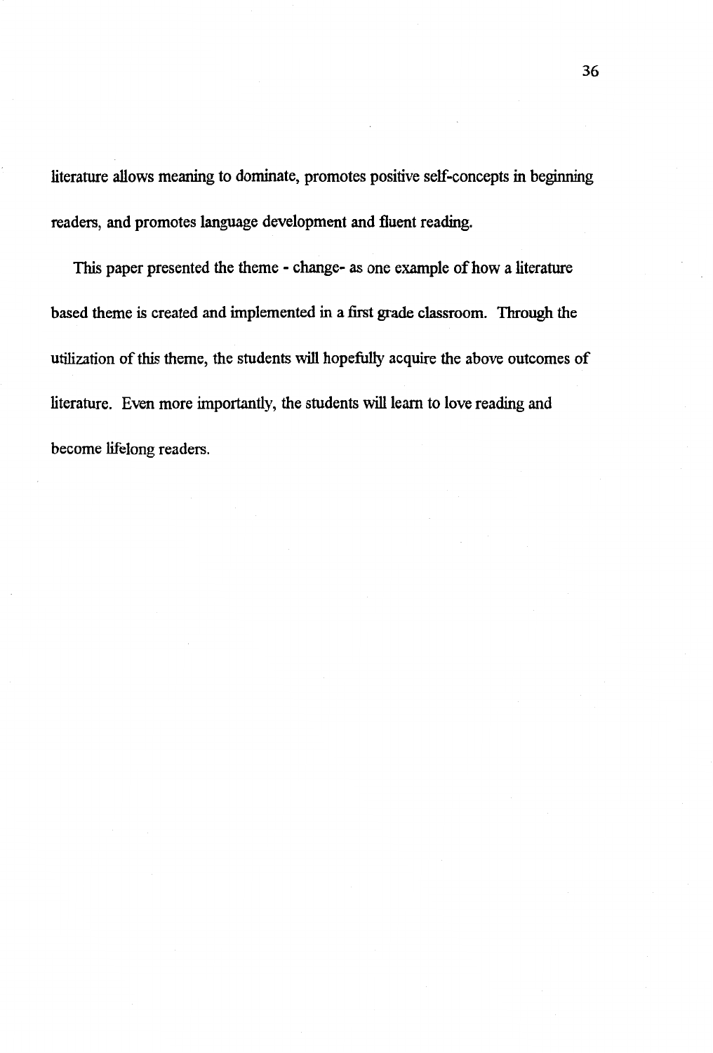literature allows meaning to dominate, promotes positive self-concepts in beginning readers, and promotes language development and fluent reading.

This paper presented the theme - change- as one example of how a literature based theme is created and implemented in a first grade classroom. Through the utilization of this theme, the students will hopefully acquire the above outcomes of literature. Even more importantly, the students will learn to love reading and become lifelong readers.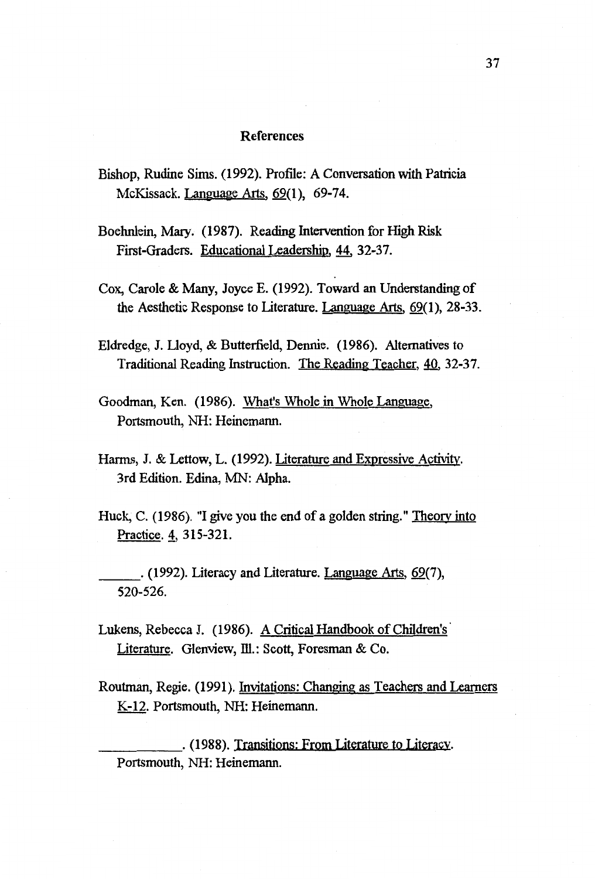## References

Bishop, Rudine Sims. (1992). Profile: A Conversation with Patricia McKissack. Language Arts, 69(1), 69-74.

Boehnlein, Mary. (1987). Reading Intervention for High Risk First-Graders. Educational Leadership, 44, 32-37.

Cox, Carole & Many, Joyce E. (1992). Toward an Understanding of the Aesthetic Response to Literature. Language Arts, 69(1), 28-33.

Eldredge, J. Lloyd, & Butterfield, Dennie. (1986). Alternatives to Traditional Reading Instruction. The Reading Teacher, 40, 32-37.

Goodman, Ken. (1986). What's Whole in Whole Language, Portsmouth, NH: Heinemann.

Harms, J. & Lettow, L. (1992). Literature and Expressive Activity. 3rd Edition. Edina, MN: Alpha.

Huck, C. (1986). "I give you the end of a golden string." Theory into Practice. 4, 315-321.

______. (1992). Literacy and Literature. Language Arts, 69(7), 520-526.

Lukens, Rebecca J. (1986). A Critical Handbook of Children's Literature. Glenview, Ill.: Scott, Foresman & Co.

Routman, Regie. (1991). Invitations: Changing as Teachers and Learners K-12. Portsmouth, NH: Heinemann.

____________. (1988). Transitions: From Literature to Literacy. Portsmouth, NH: Heinemann.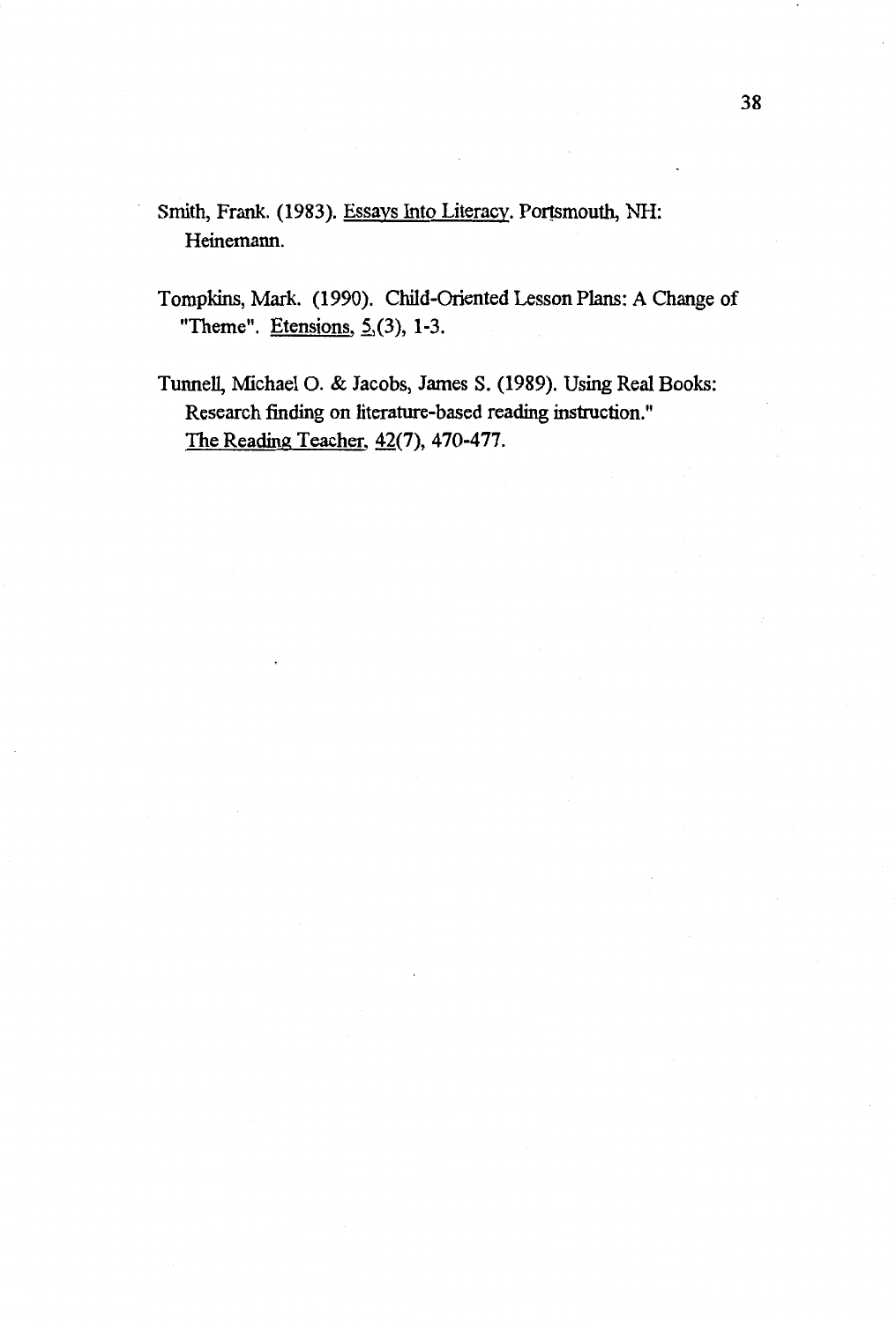Smith, Frank. (1983). Essays Into Literacy. Portsmouth, NH: Heinemann.

Tompkins, Mark. (1990). Child-Oriented Lesson Plans: A Change of "Theme". Etensions, 5,(3), 1-3.

Tunnell, Michael O. & Jacobs, James S. (1989). Using Real Books: Research finding on literature-based reading instruction." The Reading Teacher, 42(7), 470-477.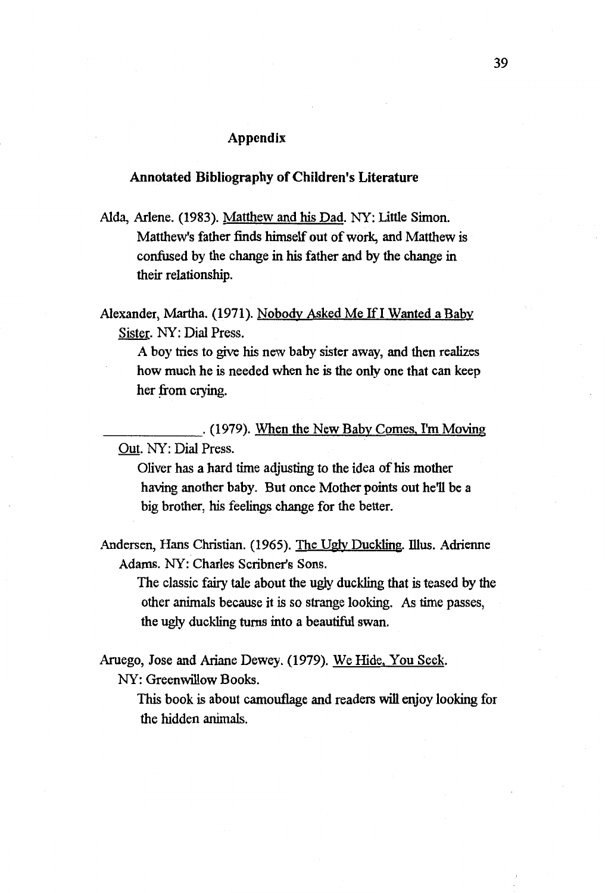## Appendix

### Annotated Bibliography of Children's Literature

Alda, Arlene. (1983). Matthew and his Dad. NY: Little Simon.
Matthew's father finds himself out of work, and Matthew is confused by the change in his father and by the change in their relationship.

Alexander, Martha. (1971). Nobody Asked Me If I Wanted a Baby Sister. NY: Dial Press.
A boy tries to give his new baby sister away, and then realizes how much he is needed when he is the only one that can keep her from crying.

\_\_\_\_\_\_\_\_\_\_\_\_\_\_. (1979). When the New Baby Comes, I'm Moving Out. NY: Dial Press.
Oliver has a hard time adjusting to the idea of his mother having another baby. But once Mother points out he'll be a big brother, his feelings change for the better.

Andersen, Hans Christian. (1965). The Ugly Duckling. Illus. Adrienne Adams. NY: Charles Scribner's Sons.
The classic fairy tale about the ugly duckling that is teased by the other animals because it is so strange looking. As time passes, the ugly duckling turns into a beautiful swan.

Aruego, Jose and Ariane Dewey. (1979). We Hide, You Seek. NY: Greenwillow Books.
This book is about camouflage and readers will enjoy looking for the hidden animals.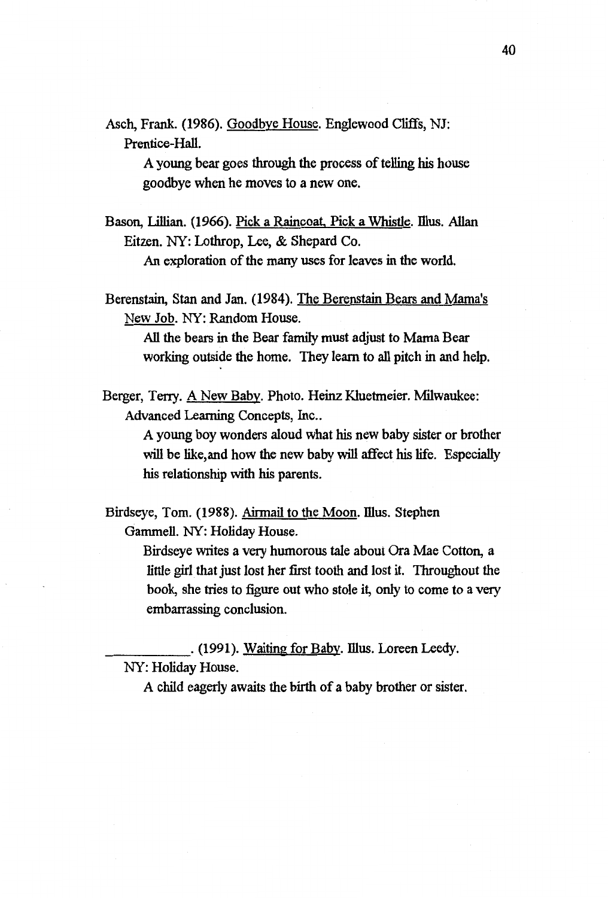Asch, Frank. (1986). Goodbye House. Englewood Cliffs, NJ: Prentice-Hall.

A young bear goes through the process of telling his house goodbye when he moves to a new one.

Bason, Lillian. (1966). Pick a Raincoat, Pick a Whistle. Illus. Allan Eitzen. NY: Lothrop, Lee, & Shepard Co.

An exploration of the many uses for leaves in the world.

Berenstain, Stan and Jan. (1984). The Berenstain Bears and Mama's New Job. NY: Random House.

All the bears in the Bear family must adjust to Mama Bear working outside the home. They learn to all pitch in and help.

Berger, Terry. A New Baby. Photo. Heinz Kluetmeier. Milwaukee: Advanced Learning Concepts, Inc..

A young boy wonders aloud what his new baby sister or brother will be like,and how the new baby will affect his life. Especially his relationship with his parents.

Birdseye, Tom. (1988). Airmail to the Moon. Illus. Stephen Gammell. NY: Holiday House.

Birdseye writes a very humorous tale about Ora Mae Cotton, a little girl that just lost her first tooth and lost it. Throughout the book, she tries to figure out who stole it, only to come to a very embarrassing conclusion.

\_\_\_\_\_\_\_\_\_\_. (1991). Waiting for Baby. Illus. Loreen Leedy. NY: Holiday House.

A child eagerly awaits the birth of a baby brother or sister.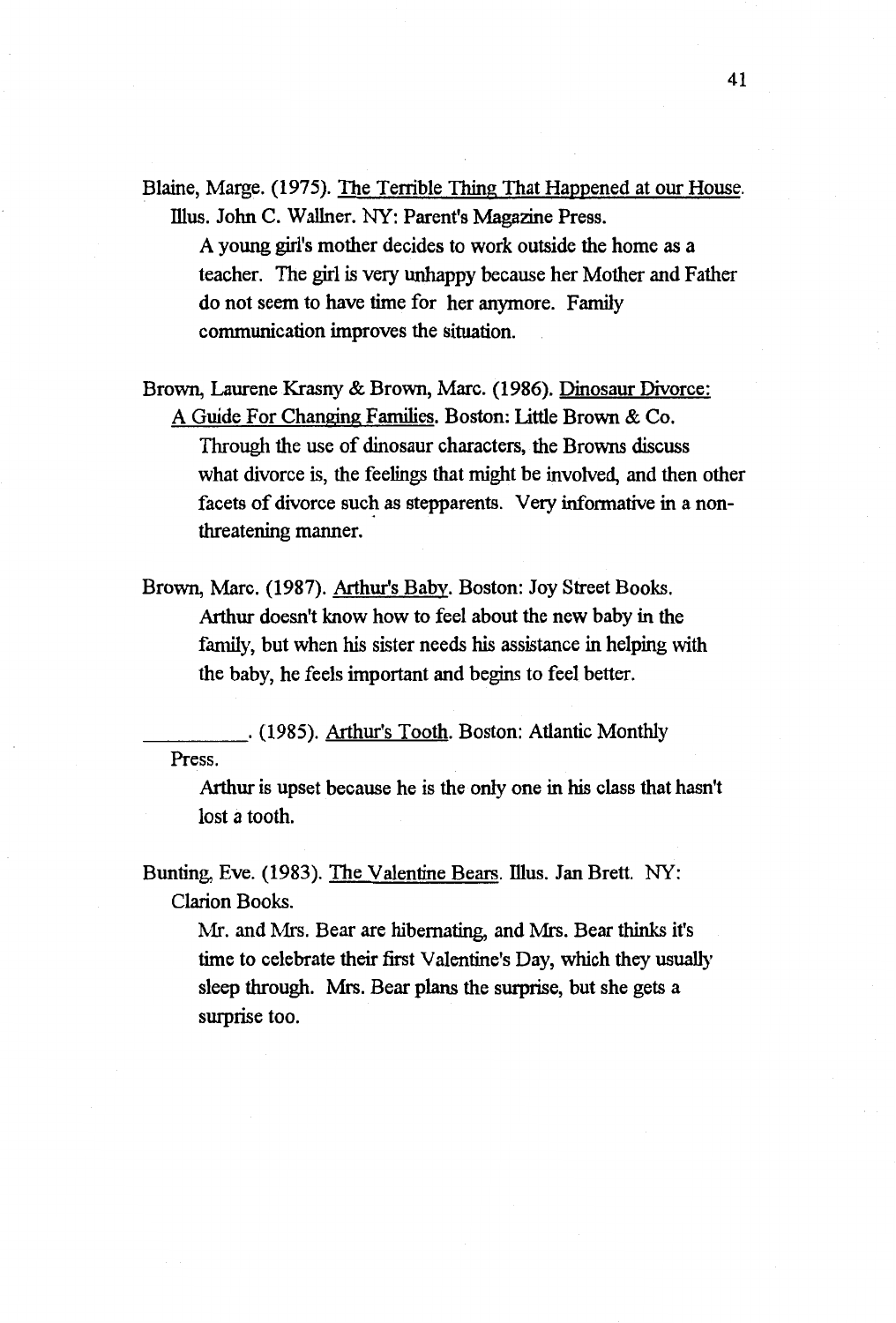Blaine, Marge. (1975). The Terrible Thing That Happened at our House. Illus. John C. Wallner. NY: Parent's Magazine Press.

A young girl's mother decides to work outside the home as a teacher. The girl is very unhappy because her Mother and Father do not seem to have time for her anymore. Family communication improves the situation.

Brown, Laurene Krasny & Brown, Marc. (1986). Dinosaur Divorce: A Guide For Changing Families. Boston: Little Brown & Co.

Through the use of dinosaur characters, the Browns discuss what divorce is, the feelings that might be involved, and then other facets of divorce such as stepparents. Very informative in a non-threatening manner.

Brown, Marc. (1987). Arthur's Baby. Boston: Joy Street Books.

Arthur doesn't know how to feel about the new baby in the family, but when his sister needs his assistance in helping with the baby, he feels important and begins to feel better.

__________. (1985). Arthur's Tooth. Boston: Atlantic Monthly Press.

Arthur is upset because he is the only one in his class that hasn't lost a tooth.

Bunting, Eve. (1983). The Valentine Bears. Illus. Jan Brett. NY: Clarion Books.

Mr. and Mrs. Bear are hibernating, and Mrs. Bear thinks it's time to celebrate their first Valentine's Day, which they usually sleep through. Mrs. Bear plans the surprise, but she gets a surprise too.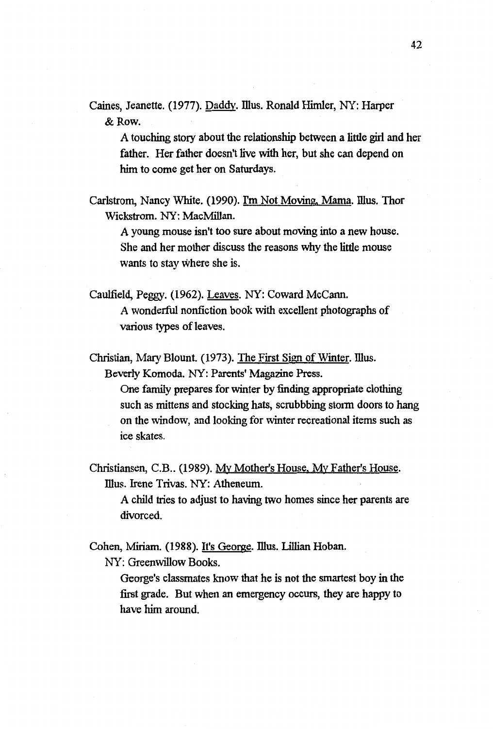Caines, Jeanette. (1977). Daddy. Illus. Ronald Himler, NY: Harper & Row.

A touching story about the relationship between a little girl and her father. Her father doesn't live with her, but she can depend on him to come get her on Saturdays.

Carlstrom, Nancy White. (1990). I'm Not Moving, Mama. Illus. Thor Wickstrom. NY: MacMillan.

A young mouse isn't too sure about moving into a new house. She and her mother discuss the reasons why the little mouse wants to stay where she is.

Caulfield, Peggy. (1962). Leaves. NY: Coward McCann.

A wonderful nonfiction book with excellent photographs of various types of leaves.

Christian, Mary Blount. (1973). The First Sign of Winter. Illus. Beverly Komoda. NY: Parents' Magazine Press.

One family prepares for winter by finding appropriate clothing such as mittens and stocking hats, scrubbbing storm doors to hang on the window, and looking for winter recreational items such as ice skates.

Christiansen, C.B.. (1989). My Mother's House, My Father's House. Illus. Irene Trivas. NY: Atheneum.

A child tries to adjust to having two homes since her parents are divorced.

Cohen, Miriam. (1988). It's George. Illus. Lillian Hoban. NY: Greenwillow Books.

George's classmates know that he is not the smartest boy in the first grade. But when an emergency occurs, they are happy to have him around.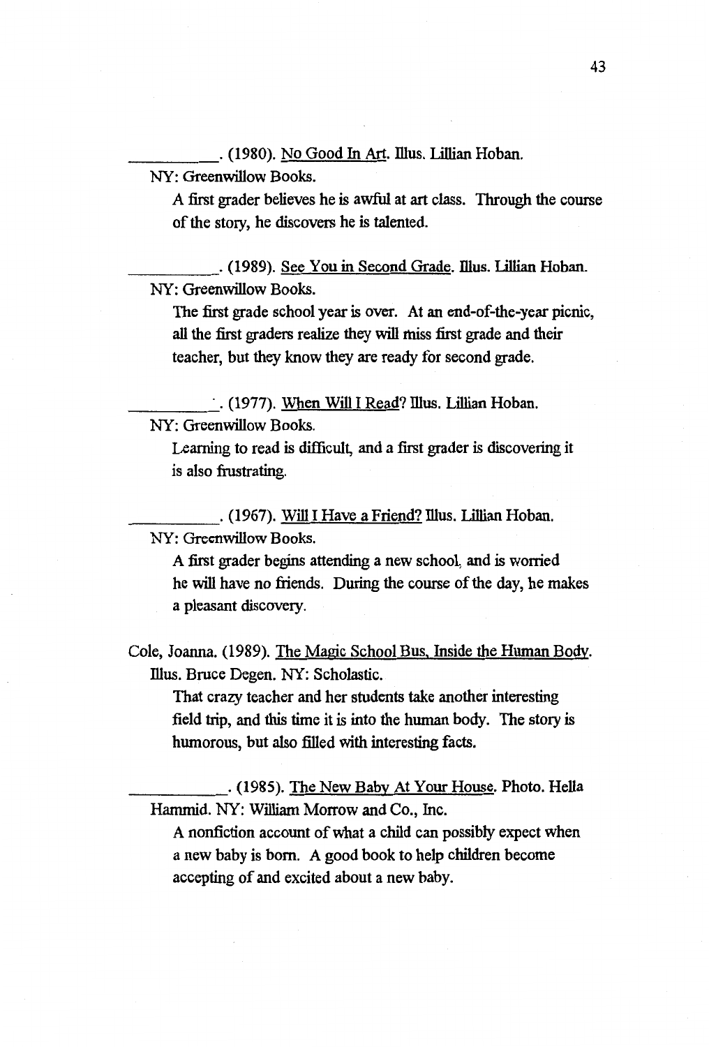__________. (1980). No Good In Art. Illus. Lillian Hoban. NY: Greenwillow Books.

A first grader believes he is awful at art class. Through the course of the story, he discovers he is talented.

__________. (1989). See You in Second Grade. Illus. Lillian Hoban. NY: Greenwillow Books.

The first grade school year is over. At an end-of-the-year picnic, all the first graders realize they will miss first grade and their teacher, but they know they are ready for second grade.

__________. (1977). When Will I Read? Illus. Lillian Hoban. NY: Greenwillow Books.

Learning to read is difficult, and a first grader is discovering it is also frustrating.

__________. (1967). Will I Have a Friend? Illus. Lillian Hoban. NY: Greenwillow Books.

A first grader begins attending a new school, and is worried he will have no friends. During the course of the day, he makes a pleasant discovery.

Cole, Joanna. (1989). The Magic School Bus, Inside the Human Body. Illus. Bruce Degen. NY: Scholastic.

That crazy teacher and her students take another interesting field trip, and this time it is into the human body. The story is humorous, but also filled with interesting facts.

__________. (1985). The New Baby At Your House. Photo. Hella Hammid. NY: William Morrow and Co., Inc.

A nonfiction account of what a child can possibly expect when a new baby is born. A good book to help children become accepting of and excited about a new baby.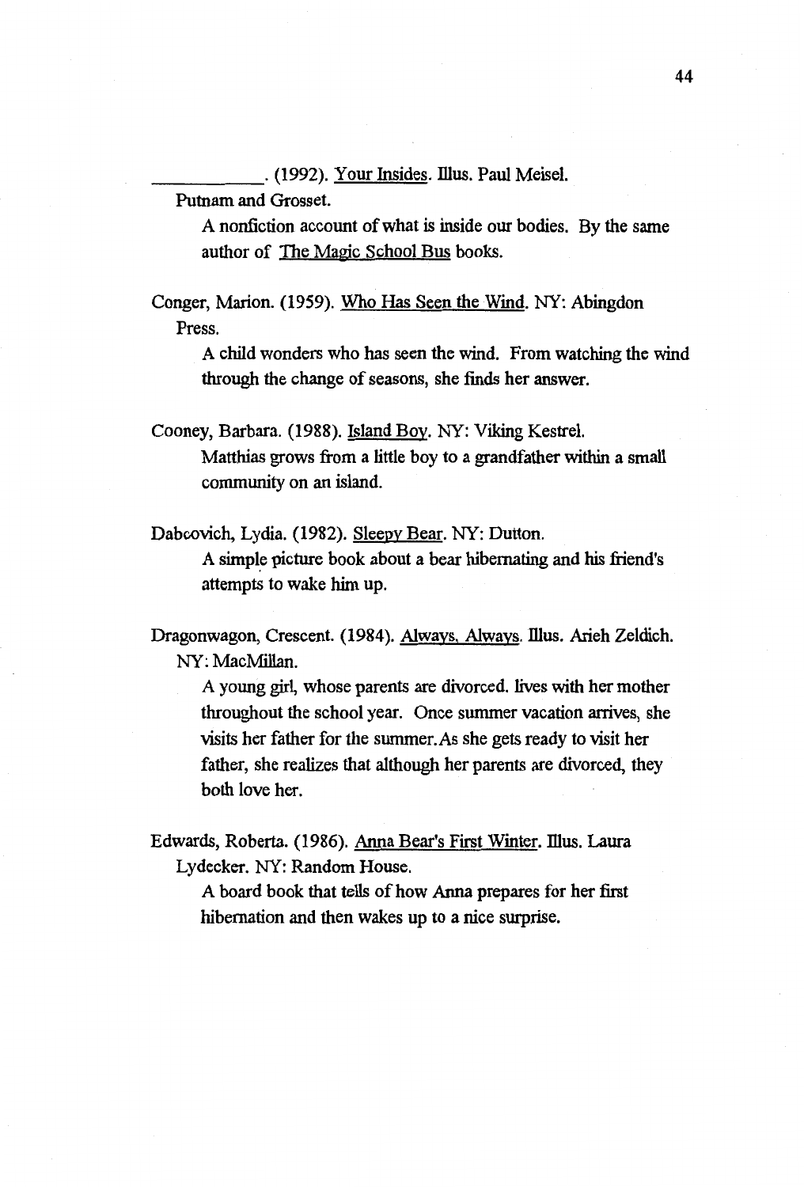\_\_\_\_\_\_\_\_\_\_\_\_. (1992). Your Insides. Illus. Paul Meisel. Putnam and Grosset.

A nonfiction account of what is inside our bodies. By the same author of The Magic School Bus books.

Conger, Marion. (1959). Who Has Seen the Wind. NY: Abingdon Press.

A child wonders who has seen the wind. From watching the wind through the change of seasons, she finds her answer.

Cooney, Barbara. (1988). Island Boy. NY: Viking Kestrel.

Matthias grows from a little boy to a grandfather within a small community on an island.

Dabcovich, Lydia. (1982). Sleepy Bear. NY: Dutton.

A simple picture book about a bear hibernating and his friend's attempts to wake him up.

Dragonwagon, Crescent. (1984). Always, Always. Illus. Arieh Zeldich. NY: MacMillan.

A young girl, whose parents are divorced. lives with her mother throughout the school year. Once summer vacation arrives, she visits her father for the summer.As she gets ready to visit her father, she realizes that although her parents are divorced, they both love her.

Edwards, Roberta. (1986). Anna Bear's First Winter. Illus. Laura Lydecker. NY: Random House.

A board book that tells of how Anna prepares for her first hibernation and then wakes up to a nice surprise.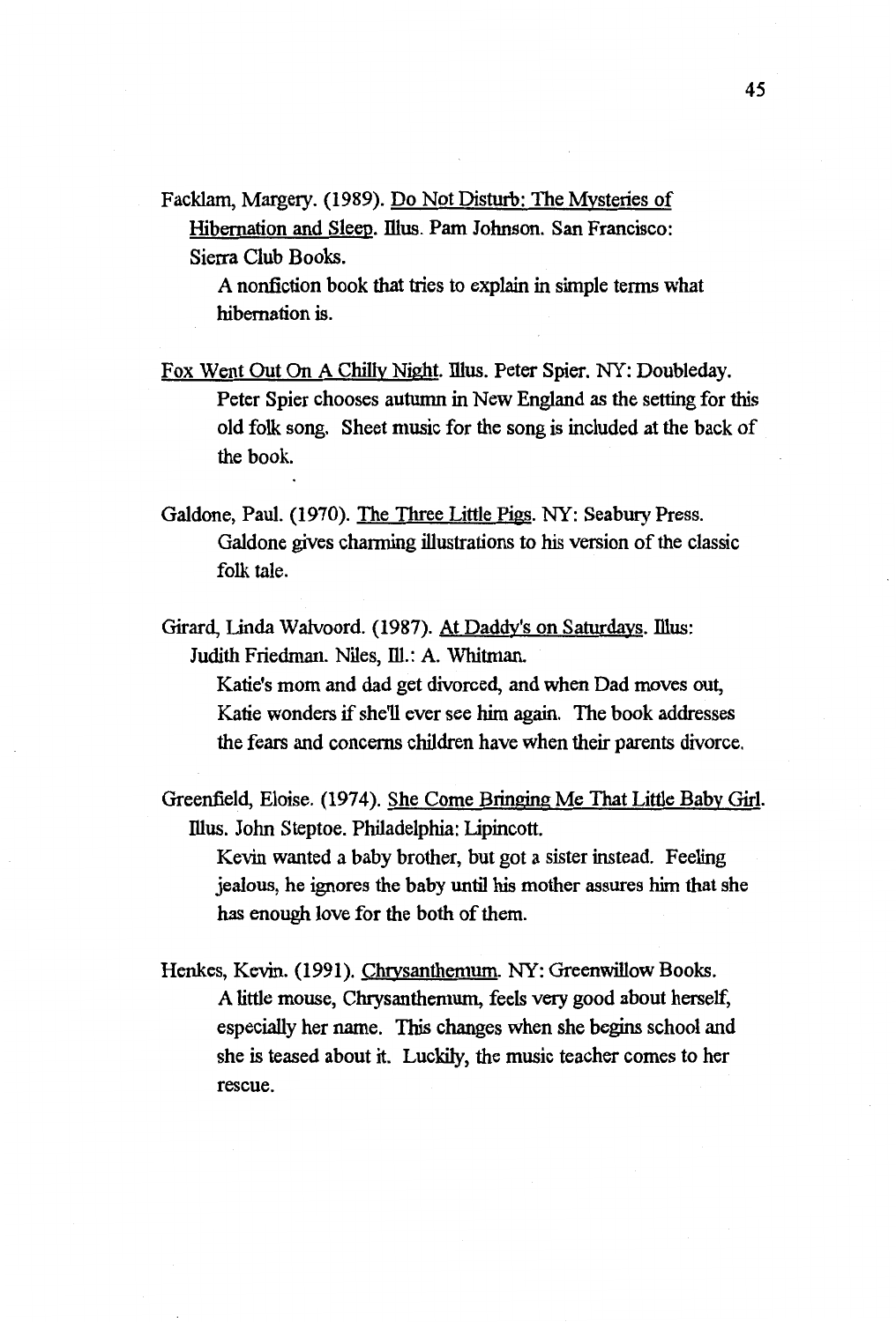Facklam, Margery. (1989). Do Not Disturb: The Mysteries of Hibernation and Sleep. Illus. Pam Johnson. San Francisco: Sierra Club Books.

A nonfiction book that tries to explain in simple terms what hibernation is.

Fox Went Out On A Chilly Night. Illus. Peter Spier. NY: Doubleday.

Peter Spier chooses autumn in New England as the setting for this old folk song. Sheet music for the song is included at the back of the book.

Galdone, Paul. (1970). The Three Little Pigs. NY: Seabury Press.

Galdone gives charming illustrations to his version of the classic folk tale.

Girard, Linda Walvoord. (1987). At Daddy's on Saturdays. Illus: Judith Friedman. Niles, Ill.: A. Whitman.

Katie's mom and dad get divorced, and when Dad moves out, Katie wonders if she'll ever see him again. The book addresses the fears and concerns children have when their parents divorce.

Greenfield, Eloise. (1974). She Come Bringing Me That Little Baby Girl. Illus. John Steptoe. Philadelphia: Lipincott.

Kevin wanted a baby brother, but got a sister instead. Feeling jealous, he ignores the baby until his mother assures him that she has enough love for the both of them.

Henkes, Kevin. (1991). Chrysanthemum. NY: Greenwillow Books.

A little mouse, Chrysanthemum, feels very good about herself, especially her name. This changes when she begins school and she is teased about it. Luckily, the music teacher comes to her rescue.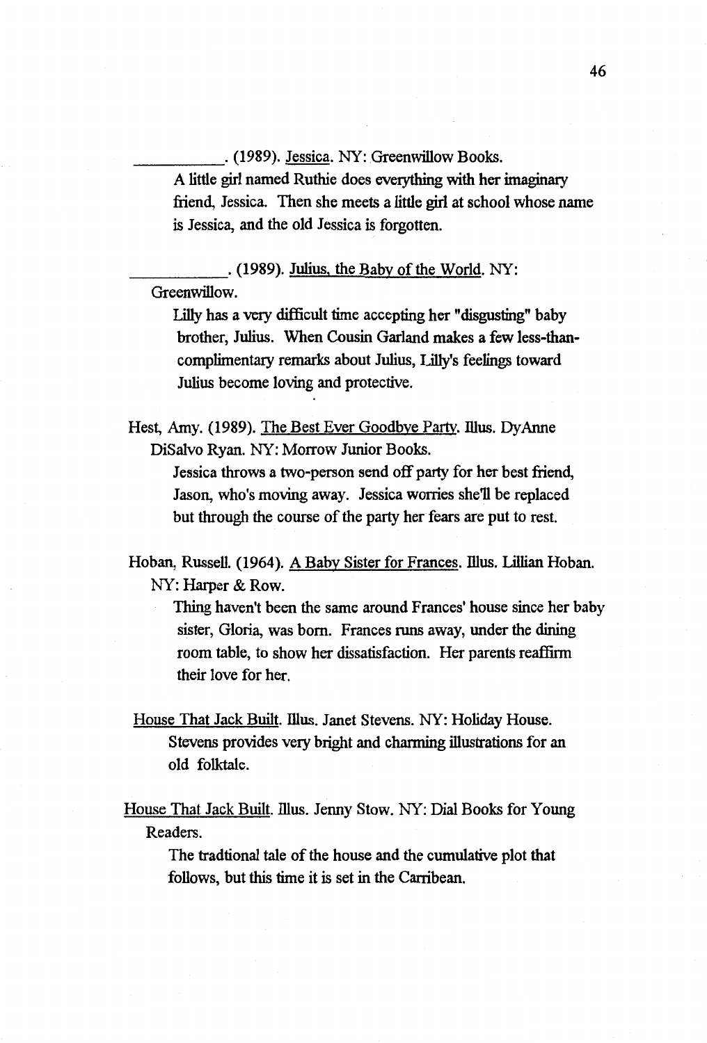\_\_\_\_\_\_\_\_\_\_\_. (1989). <u>Jessica</u>. NY: Greenwillow Books.

A little girl named Ruthie does everything with her imaginary friend, Jessica. Then she meets a little girl at school whose name is Jessica, and the old Jessica is forgotten.

\_\_\_\_\_\_\_\_\_\_\_. (1989). <u>Julius, the Baby of the World</u>. NY: Greenwillow.

Lilly has a very difficult time accepting her "disgusting" baby brother, Julius. When Cousin Garland makes a few less-than-complimentary remarks about Julius, Lilly's feelings toward Julius become loving and protective.

Hest, Amy. (1989). <u>The Best Ever Goodbye Party</u>. Illus. DyAnne DiSalvo Ryan. NY: Morrow Junior Books.

Jessica throws a two-person send off party for her best friend, Jason, who's moving away. Jessica worries she'll be replaced but through the course of the party her fears are put to rest.

Hoban, Russell. (1964). <u>A Baby Sister for Frances</u>. Illus. Lillian Hoban. NY: Harper & Row.

Thing haven't been the same around Frances' house since her baby sister, Gloria, was born. Frances runs away, under the dining room table, to show her dissatisfaction. Her parents reaffirm their love for her.

<u>House That Jack Built</u>. Illus. Janet Stevens. NY: Holiday House.

Stevens provides very bright and charming illustrations for an old folktale.

<u>House That Jack Built</u>. Illus. Jenny Stow. NY: Dial Books for Young Readers.

The tradtional tale of the house and the cumulative plot that follows, but this time it is set in the Carribean.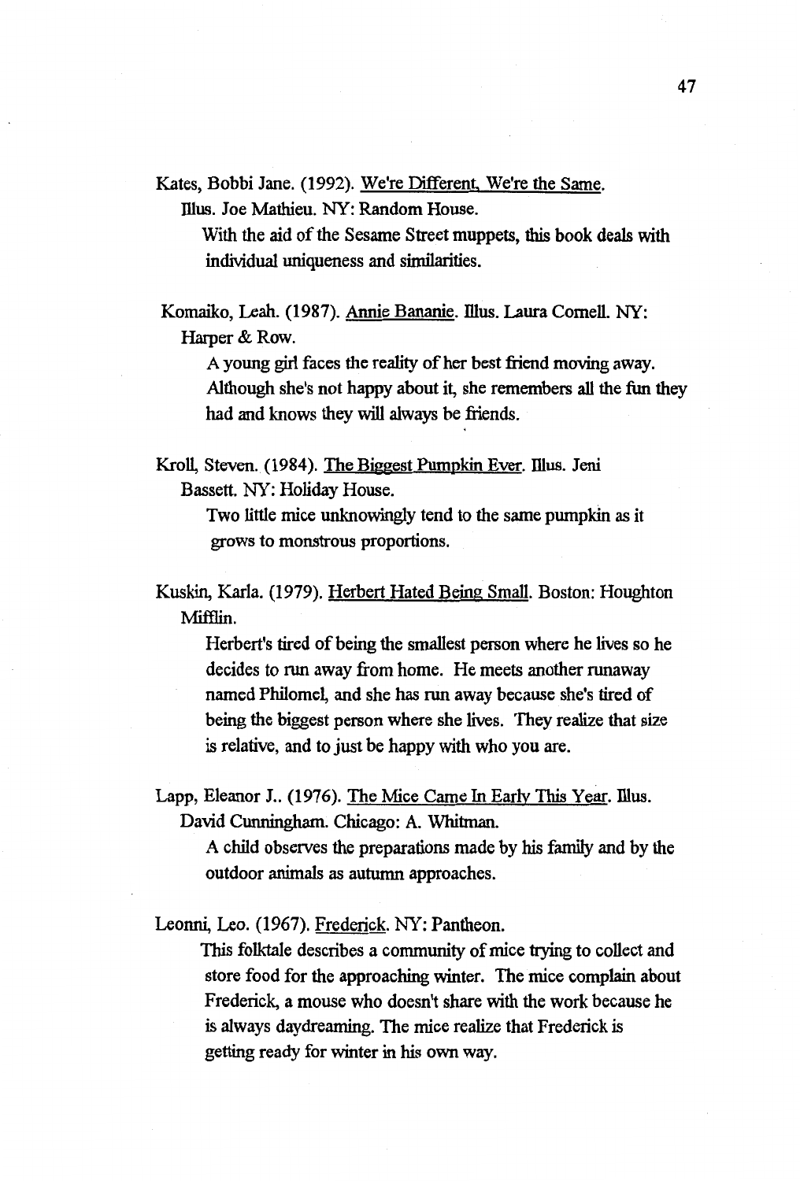Kates, Bobbi Jane. (1992). We're Different, We're the Same. Illus. Joe Mathieu. NY: Random House.

With the aid of the Sesame Street muppets, this book deals with individual uniqueness and similarities.

Komaiko, Leah. (1987). Annie Bananie. Illus. Laura Cornell. NY: Harper & Row.

A young girl faces the reality of her best friend moving away. Although she's not happy about it, she remembers all the fun they had and knows they will always be friends.

Kroll, Steven. (1984). The Biggest Pumpkin Ever. Illus. Jeni Bassett. NY: Holiday House.

Two little mice unknowingly tend to the same pumpkin as it grows to monstrous proportions.

Kuskin, Karla. (1979). Herbert Hated Being Small. Boston: Houghton Mifflin.

Herbert's tired of being the smallest person where he lives so he decides to run away from home. He meets another runaway named Philomel, and she has run away because she's tired of being the biggest person where she lives. They realize that size is relative, and to just be happy with who you are.

Lapp, Eleanor J.. (1976). The Mice Came In Early This Year. Illus. David Cunningham. Chicago: A. Whitman.

A child observes the preparations made by his family and by the outdoor animals as autumn approaches.

Leonni, Leo. (1967). Frederick. NY: Pantheon.

This folktale describes a community of mice trying to collect and store food for the approaching winter. The mice complain about Frederick, a mouse who doesn't share with the work because he is always daydreaming. The mice realize that Frederick is getting ready for winter in his own way.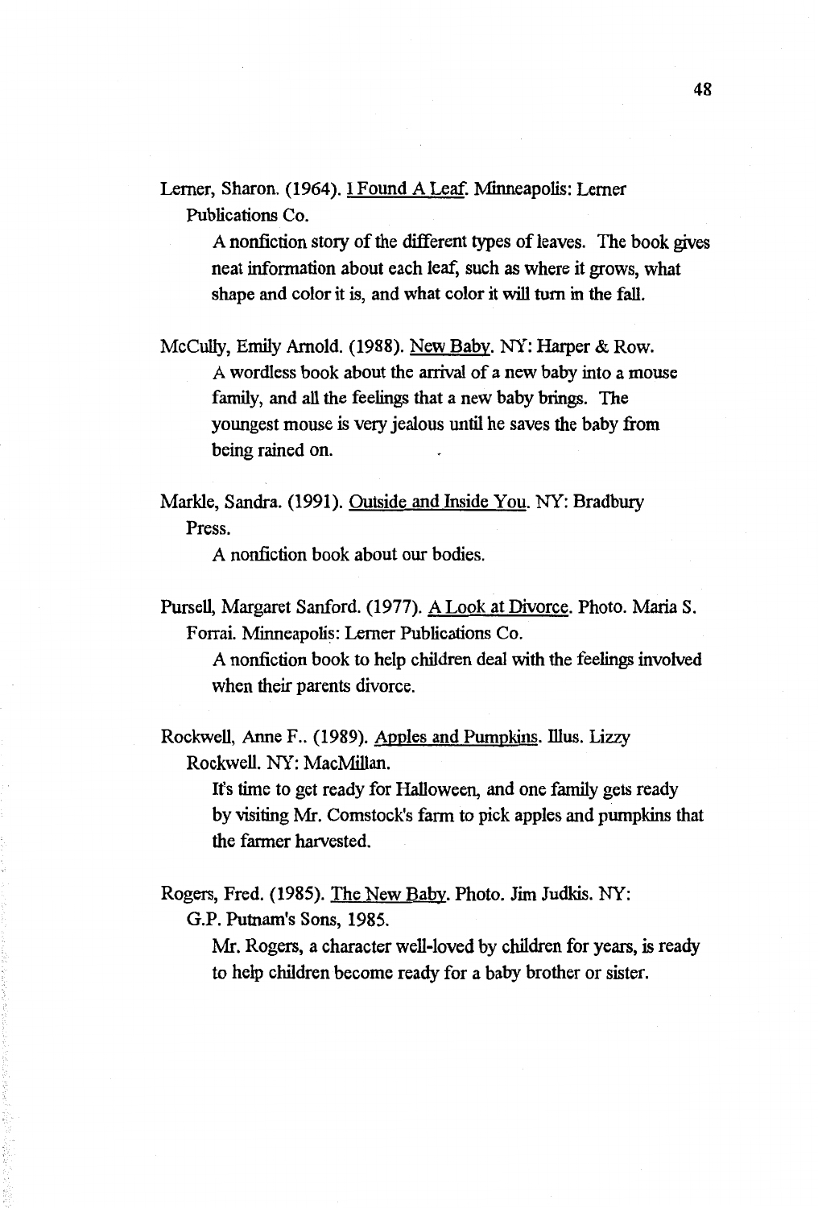Lerner, Sharon. (1964). I Found A Leaf. Minneapolis: Lerner Publications Co.

A nonfiction story of the different types of leaves. The book gives neat information about each leaf, such as where it grows, what shape and color it is, and what color it will turn in the fall.

McCully, Emily Arnold. (1988). New Baby. NY: Harper & Row.

A wordless book about the arrival of a new baby into a mouse family, and all the feelings that a new baby brings. The youngest mouse is very jealous until he saves the baby from being rained on.

Markle, Sandra. (1991). Outside and Inside You. NY: Bradbury Press.

A nonfiction book about our bodies.

Pursell, Margaret Sanford. (1977). A Look at Divorce. Photo. Maria S. Forrai. Minneapolis: Lerner Publications Co.

A nonfiction book to help children deal with the feelings involved when their parents divorce.

Rockwell, Anne F.. (1989). Apples and Pumpkins. Illus. Lizzy Rockwell. NY: MacMillan.

It's time to get ready for Halloween, and one family gets ready by visiting Mr. Comstock's farm to pick apples and pumpkins that the farmer harvested.

Rogers, Fred. (1985). The New Baby. Photo. Jim Judkis. NY: G.P. Putnam's Sons, 1985.

Mr. Rogers, a character well-loved by children for years, is ready to help children become ready for a baby brother or sister.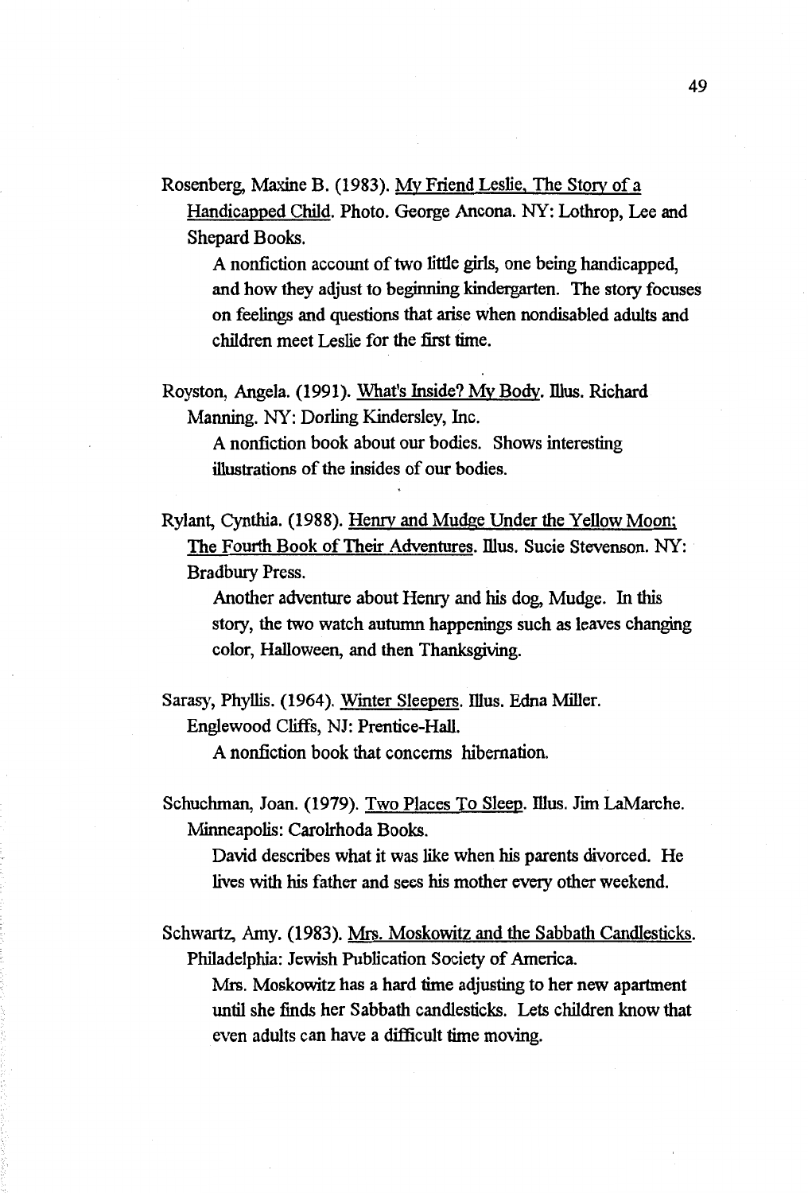Rosenberg, Maxine B. (1983). My Friend Leslie, The Story of a Handicapped Child. Photo. George Ancona. NY: Lothrop, Lee and Shepard Books.

A nonfiction account of two little girls, one being handicapped, and how they adjust to beginning kindergarten. The story focuses on feelings and questions that arise when nondisabled adults and children meet Leslie for the first time.

Royston, Angela. (1991). What's Inside? My Body. Illus. Richard Manning. NY: Dorling Kindersley, Inc.

A nonfiction book about our bodies. Shows interesting illustrations of the insides of our bodies.

Rylant, Cynthia. (1988). Henry and Mudge Under the Yellow Moon; The Fourth Book of Their Adventures. Illus. Sucie Stevenson. NY: Bradbury Press.

Another adventure about Henry and his dog, Mudge. In this story, the two watch autumn happenings such as leaves changing color, Halloween, and then Thanksgiving.

Sarasy, Phyllis. (1964). Winter Sleepers. Illus. Edna Miller. Englewood Cliffs, NJ: Prentice-Hall.

A nonfiction book that concerns hibernation.

Schuchman, Joan. (1979). Two Places To Sleep. Illus. Jim LaMarche. Minneapolis: Carolrhoda Books.

David describes what it was like when his parents divorced. He lives with his father and sees his mother every other weekend.

Schwartz, Amy. (1983). Mrs. Moskowitz and the Sabbath Candlesticks. Philadelphia: Jewish Publication Society of America.

Mrs. Moskowitz has a hard time adjusting to her new apartment until she finds her Sabbath candlesticks. Lets children know that even adults can have a difficult time moving.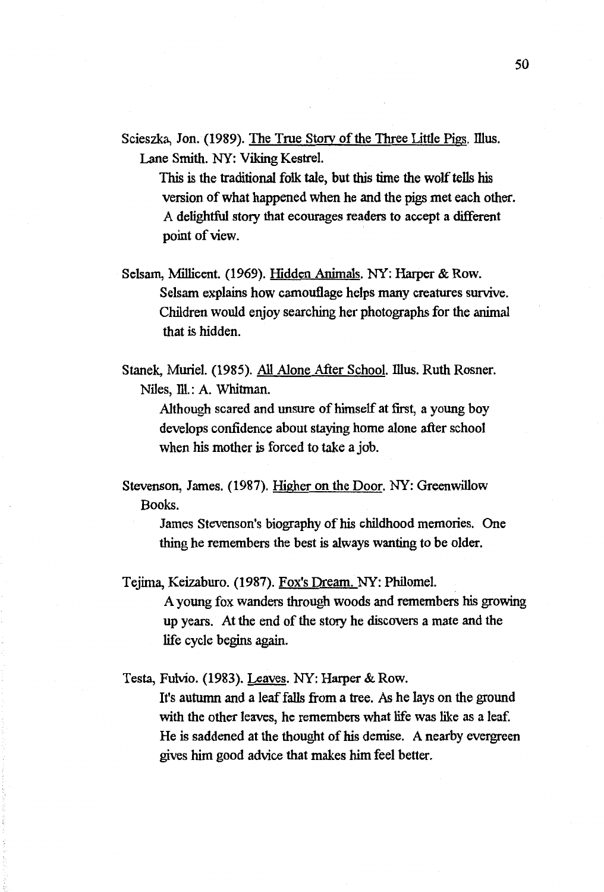Scieszka, Jon. (1989). The True Story of the Three Little Pigs. Illus. Lane Smith. NY: Viking Kestrel.

This is the traditional folk tale, but this time the wolf tells his version of what happened when he and the pigs met each other. A delightful story that ecourages readers to accept a different point of view.

Selsam, Millicent. (1969). Hidden Animals. NY: Harper & Row.

Selsam explains how camouflage helps many creatures survive. Children would enjoy searching her photographs for the animal that is hidden.

Stanek, Muriel. (1985). All Alone After School. Illus. Ruth Rosner. Niles, Ill.: A. Whitman.

Although scared and unsure of himself at first, a young boy develops confidence about staying home alone after school when his mother is forced to take a job.

Stevenson, James. (1987). Higher on the Door. NY: Greenwillow Books.

James Stevenson's biography of his childhood memories. One thing he remembers the best is always wanting to be older.

Tejima, Keizaburo. (1987). Fox's Dream. NY: Philomel.

A young fox wanders through woods and remembers his growing up years. At the end of the story he discovers a mate and the life cycle begins again.

Testa, Fulvio. (1983). Leaves. NY: Harper & Row.

It's autumn and a leaf falls from a tree. As he lays on the ground with the other leaves, he remembers what life was like as a leaf. He is saddened at the thought of his demise. A nearby evergreen gives him good advice that makes him feel better.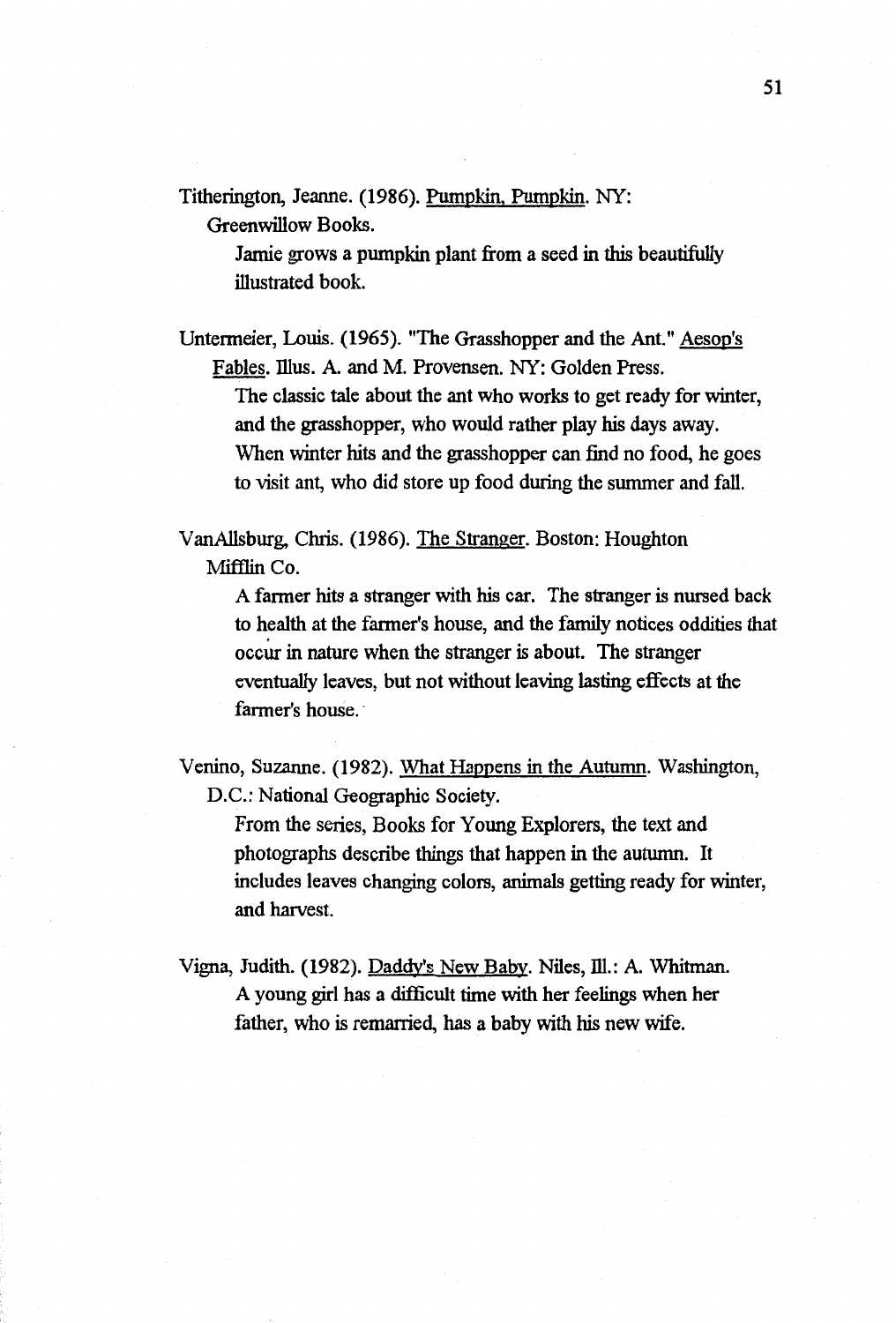Titherington, Jeanne. (1986). Pumpkin, Pumpkin. NY: Greenwillow Books.

> Jamie grows a pumpkin plant from a seed in this beautifully illustrated book.

Untermeier, Louis. (1965). "The Grasshopper and the Ant." Aesop's Fables. Illus. A. and M. Provensen. NY: Golden Press.

> The classic tale about the ant who works to get ready for winter, and the grasshopper, who would rather play his days away. When winter hits and the grasshopper can find no food, he goes to visit ant, who did store up food during the summer and fall.

VanAllsburg, Chris. (1986). The Stranger. Boston: Houghton Mifflin Co.

> A farmer hits a stranger with his car. The stranger is nursed back to health at the farmer's house, and the family notices oddities that occur in nature when the stranger is about. The stranger eventually leaves, but not without leaving lasting effects at the farmer's house.

Venino, Suzanne. (1982). What Happens in the Autumn. Washington, D.C.: National Geographic Society.

> From the series, Books for Young Explorers, the text and photographs describe things that happen in the autumn. It includes leaves changing colors, animals getting ready for winter, and harvest.

Vigna, Judith. (1982). Daddy's New Baby. Niles, Ill.: A. Whitman.

> A young girl has a difficult time with her feelings when her father, who is remarried, has a baby with his new wife.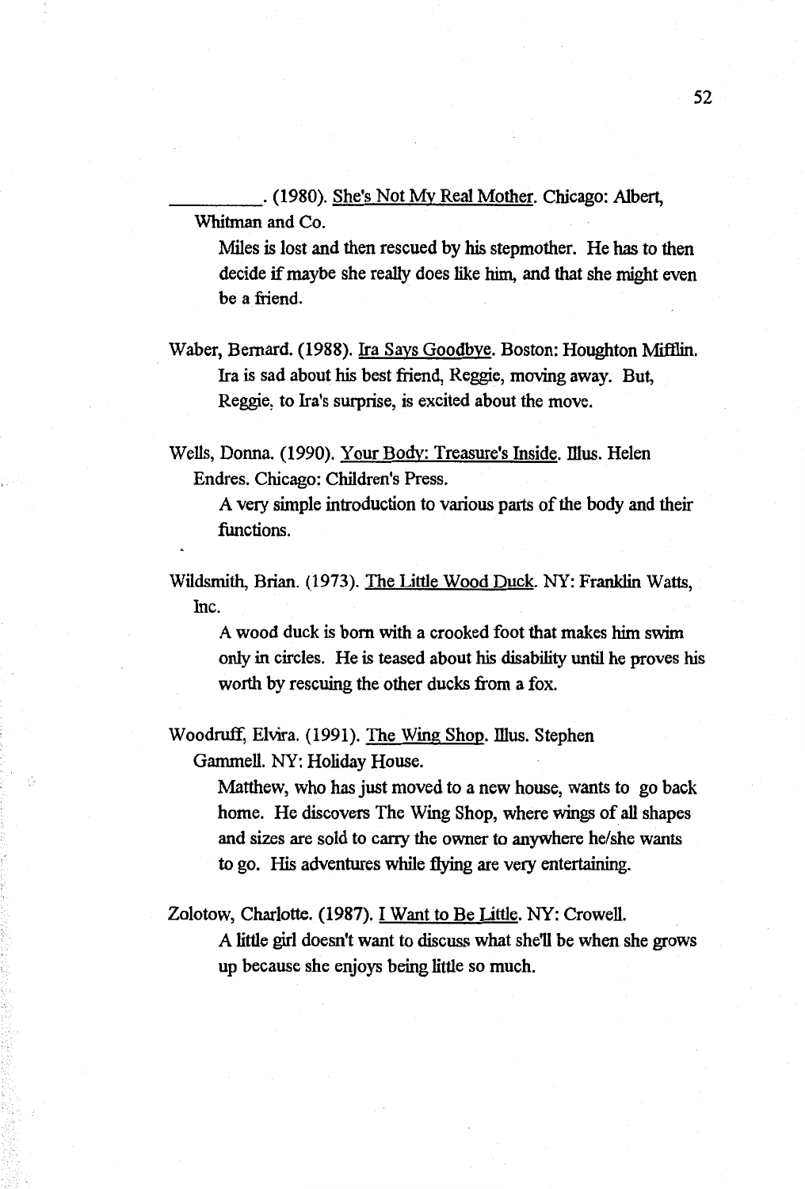\_\_\_\_\_\_\_\_\_\_. (1980). She's Not My Real Mother. Chicago: Albert, Whitman and Co.

> Miles is lost and then rescued by his stepmother. He has to then decide if maybe she really does like him, and that she might even be a friend.

Waber, Bernard. (1988). Ira Says Goodbye. Boston: Houghton Mifflin.

> Ira is sad about his best friend, Reggie, moving away. But, Reggie, to Ira's surprise, is excited about the move.

Wells, Donna. (1990). Your Body: Treasure's Inside. Illus. Helen Endres. Chicago: Children's Press.

> A very simple introduction to various parts of the body and their functions.

Wildsmith, Brian. (1973). The Little Wood Duck. NY: Franklin Watts, Inc.

> A wood duck is born with a crooked foot that makes him swim only in circles. He is teased about his disability until he proves his worth by rescuing the other ducks from a fox.

Woodruff, Elvira. (1991). The Wing Shop. Illus. Stephen Gammell. NY: Holiday House.

> Matthew, who has just moved to a new house, wants to go back home. He discovers The Wing Shop, where wings of all shapes and sizes are sold to carry the owner to anywhere he/she wants to go. His adventures while flying are very entertaining.

Zolotow, Charlotte. (1987). I Want to Be Little. NY: Crowell.

> A little girl doesn't want to discuss what she'll be when she grows up because she enjoys being little so much.